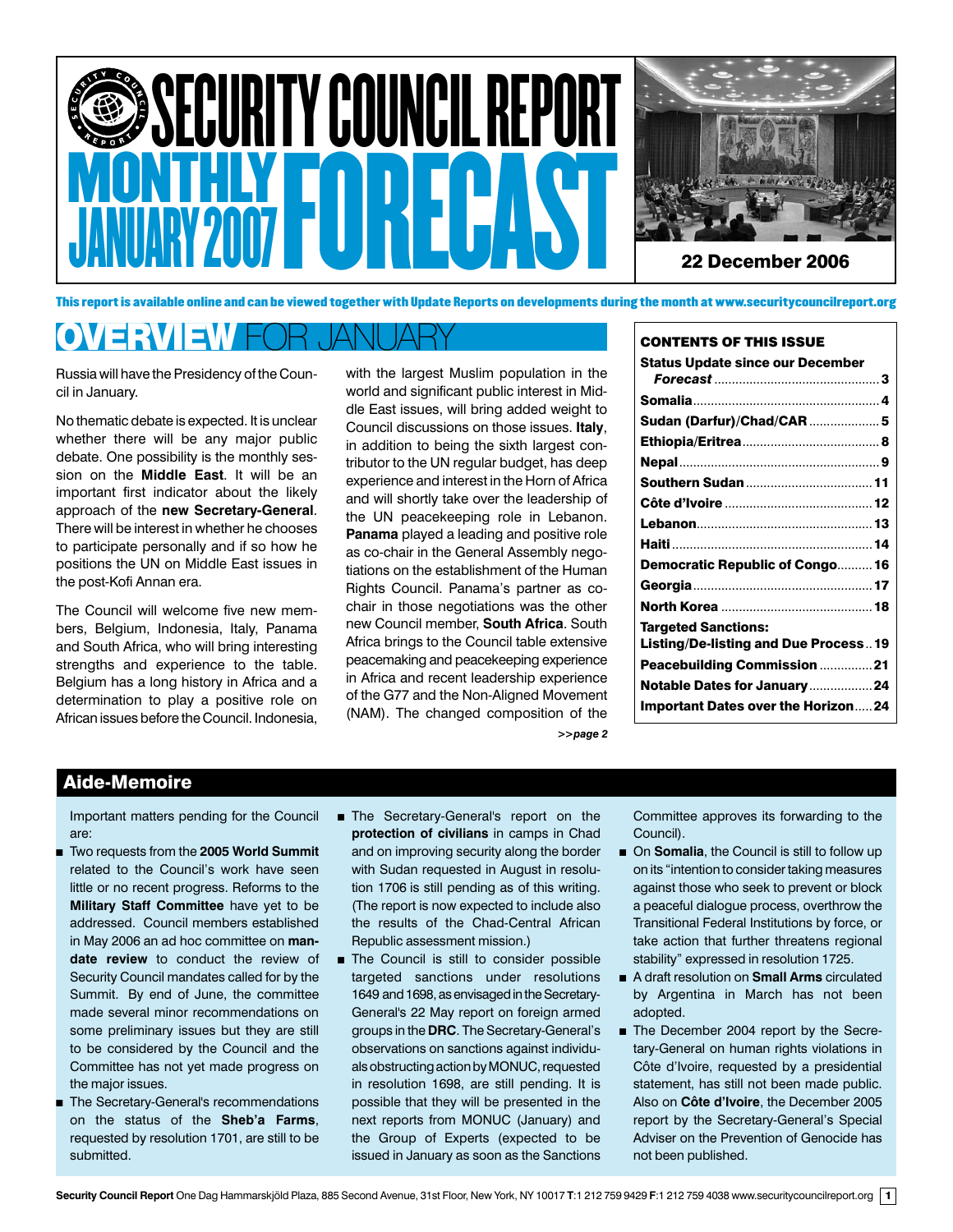# SECURITY COUNCIL REPORT MONTHLY FORECAST

**JANUARY 2007**

**22 December 2006**

This report is available online and can be viewed together with Update Reports on developments during the month at www.securitycouncilreport.org

## OVERVIEW FOR JANUARY

Russia will have the Presidency of the Council in January.

No thematic debate is expected. It is unclear whether there will be any major public debate. One possibility is the monthly session on the **Middle East**. It will be an important first indicator about the likely approach of the **new Secretary-General**. There will be interest in whether he chooses to participate personally and if so how he positions the UN on Middle East issues in the post-Kofi Annan era.

The Council will welcome five new members, Belgium, Indonesia, Italy, Panama and South Africa, who will bring interesting strengths and experience to the table. Belgium has a long history in Africa and a determination to play a positive role on African issues before the Council. Indonesia, with the largest Muslim population in the world and significant public interest in Middle East issues, will bring added weight to Council discussions on those issues. **Italy**, in addition to being the sixth largest contributor to the UN regular budget, has deep experience and interest in the Horn of Africa and will shortly take over the leadership of the UN peacekeeping role in Lebanon. **Panama** played a leading and positive role as co-chair in the General Assembly negotiations on the establishment of the Human Rights Council. Panama's partner as co-chair in those negotiations was the other new Council member, **South Africa**. South Africa brings to the Council table extensive peacemaking and peacekeeping experience in Africa and recent leadership experience of the G77 and the Non-Aligned Movement (NAM). The changed composition of the

*>>page 2*

### CONTENTS OF THIS ISSUE

- Status Update since our December *Forecast* ........ 3
- Somalia ........ 4
- Sudan (Darfur)/Chad/CAR ........ 5
- Ethiopia/Eritrea ........ 8
- Nepal ........ 9
- Southern Sudan ........ 11
- Côte d'Ivoire ........ 12
- Lebanon ........ 13
- Haiti ........ 14
- Democratic Republic of Congo ........ 16
- Georgia ........ 17
- North Korea ........ 18
- Targeted Sanctions: Listing/De-listing and Due Process ........ 19
- Peacebuilding Commission ........ 21
- Notable Dates for January ........ 24
- Important Dates over the Horizon ........ 24

## Aide-Memoire

Important matters pending for the Council are:

- Two requests from the **2005 World Summit** related to the Council's work have seen little or no recent progress. Reforms to the **Military Staff Committee** have yet to be addressed. Council members established in May 2006 an ad hoc committee on **mandate review** to conduct the review of Security Council mandates called for by the Summit. By end of June, the committee made several minor recommendations on some preliminary issues but they are still to be considered by the Council and the Committee has not yet made progress on the major issues.
- The Secretary-General's recommendations on the status of the **Sheb'a Farms**, requested by resolution 1701, are still to be submitted.
- The Secretary-General's report on the **protection of civilians** in camps in Chad and on improving security along the border with Sudan requested in August in resolution 1706 is still pending as of this writing. (The report is now expected to include also the results of the Chad-Central African Republic assessment mission.)
- The Council is still to consider possible targeted sanctions under resolutions 1649 and 1698, as envisaged in the Secretary-General's 22 May report on foreign armed groups in the **DRC**. The Secretary-General's observations on sanctions against individuals obstructing action by MONUC, requested in resolution 1698, are still pending. It is possible that they will be presented in the next reports from MONUC (January) and the Group of Experts (expected to be issued in January as soon as the Sanctions Committee approves its forwarding to the Council).
- On **Somalia**, the Council is still to follow up on its "intention to consider taking measures against those who seek to prevent or block a peaceful dialogue process, overthrow the Transitional Federal Institutions by force, or take action that further threatens regional stability" expressed in resolution 1725.
- A draft resolution on **Small Arms** circulated by Argentina in March has not been adopted.
- The December 2004 report by the Secretary-General on human rights violations in Côte d'Ivoire, requested by a presidential statement, has still not been made public. Also on **Côte d'Ivoire**, the December 2005 report by the Secretary-General's Special Adviser on the Prevention of Genocide has not been published.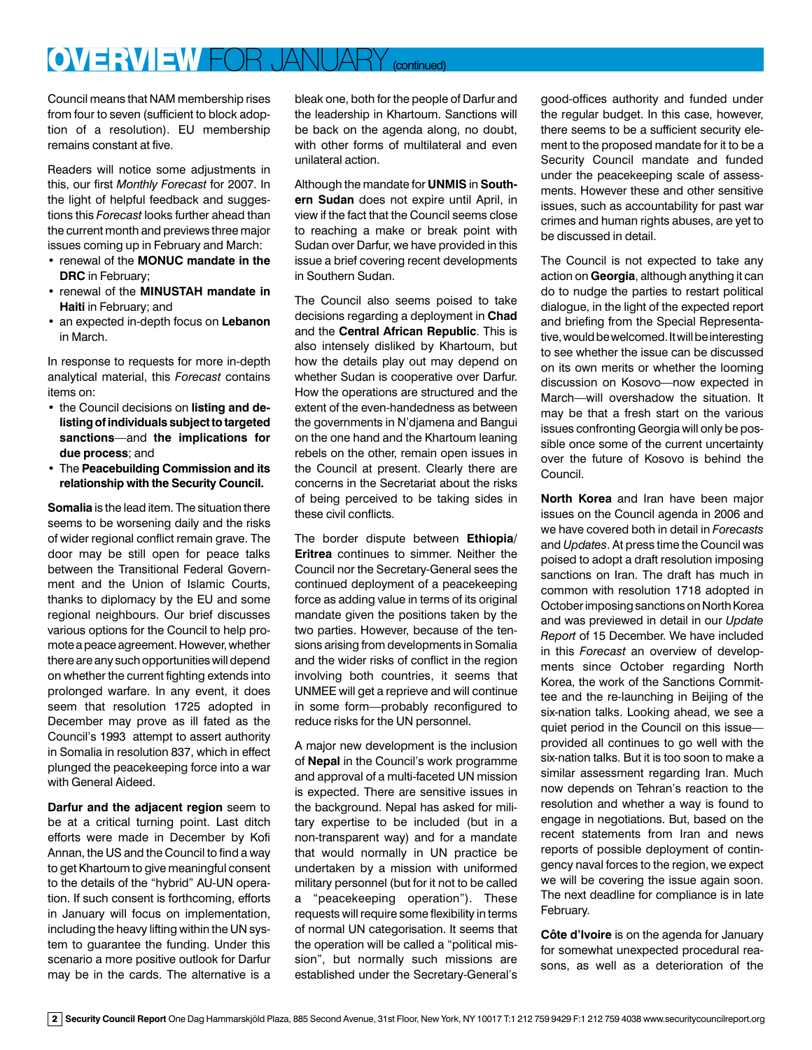# OVERVIEW FOR JANUARY (continued)

Council means that NAM membership rises from four to seven (sufficient to block adoption of a resolution). EU membership remains constant at five.

Readers will notice some adjustments in this, our first *Monthly Forecast* for 2007. In the light of helpful feedback and suggestions this *Forecast* looks further ahead than the current month and previews three major issues coming up in February and March:

- renewal of the **MONUC mandate in the DRC** in February;
- renewal of the **MINUSTAH mandate in Haiti** in February; and
- an expected in-depth focus on **Lebanon** in March.

In response to requests for more in-depth analytical material, this *Forecast* contains items on:

- the Council decisions on **listing and delisting of individuals subject to targeted sanctions**—and **the implications for due process**; and
- The **Peacebuilding Commission and its relationship with the Security Council.**

**Somalia** is the lead item. The situation there seems to be worsening daily and the risks of wider regional conflict remain grave. The door may be still open for peace talks between the Transitional Federal Government and the Union of Islamic Courts, thanks to diplomacy by the EU and some regional neighbours. Our brief discusses various options for the Council to help promote a peace agreement. However, whether there are any such opportunities will depend on whether the current fighting extends into prolonged warfare. In any event, it does seem that resolution 1725 adopted in December may prove as ill fated as the Council's 1993 attempt to assert authority in Somalia in resolution 837, which in effect plunged the peacekeeping force into a war with General Aideed.

**Darfur and the adjacent region** seem to be at a critical turning point. Last ditch efforts were made in December by Kofi Annan, the US and the Council to find a way to get Khartoum to give meaningful consent to the details of the "hybrid" AU-UN operation. If such consent is forthcoming, efforts in January will focus on implementation, including the heavy lifting within the UN system to guarantee the funding. Under this scenario a more positive outlook for Darfur may be in the cards. The alternative is a bleak one, both for the people of Darfur and the leadership in Khartoum. Sanctions will be back on the agenda along, no doubt, with other forms of multilateral and even unilateral action.

Although the mandate for **UNMIS** in **Southern Sudan** does not expire until April, in view if the fact that the Council seems close to reaching a make or break point with Sudan over Darfur, we have provided in this issue a brief covering recent developments in Southern Sudan.

The Council also seems poised to take decisions regarding a deployment in **Chad** and the **Central African Republic**. This is also intensely disliked by Khartoum, but how the details play out may depend on whether Sudan is cooperative over Darfur. How the operations are structured and the extent of the even-handedness as between the governments in N'djamena and Bangui on the one hand and the Khartoum leaning rebels on the other, remain open issues in the Council at present. Clearly there are concerns in the Secretariat about the risks of being perceived to be taking sides in these civil conflicts.

The border dispute between **Ethiopia**/**Eritrea** continues to simmer. Neither the Council nor the Secretary-General sees the continued deployment of a peacekeeping force as adding value in terms of its original mandate given the positions taken by the two parties. However, because of the tensions arising from developments in Somalia and the wider risks of conflict in the region involving both countries, it seems that UNMEE will get a reprieve and will continue in some form—probably reconfigured to reduce risks for the UN personnel.

A major new development is the inclusion of **Nepal** in the Council's work programme and approval of a multi-faceted UN mission is expected. There are sensitive issues in the background. Nepal has asked for military expertise to be included (but in a non-transparent way) and for a mandate that would normally in UN practice be undertaken by a mission with uniformed military personnel (but for it not to be called a "peacekeeping operation"). These requests will require some flexibility in terms of normal UN categorisation. It seems that the operation will be called a "political mission", but normally such missions are established under the Secretary-General's good-offices authority and funded under the regular budget. In this case, however, there seems to be a sufficient security element to the proposed mandate for it to be a Security Council mandate and funded under the peacekeeping scale of assessments. However these and other sensitive issues, such as accountability for past war crimes and human rights abuses, are yet to be discussed in detail.

The Council is not expected to take any action on **Georgia**, although anything it can do to nudge the parties to restart political dialogue, in the light of the expected report and briefing from the Special Representative, would be welcomed. It will be interesting to see whether the issue can be discussed on its own merits or whether the looming discussion on Kosovo—now expected in March—will overshadow the situation. It may be that a fresh start on the various issues confronting Georgia will only be possible once some of the current uncertainty over the future of Kosovo is behind the Council.

**North Korea** and Iran have been major issues on the Council agenda in 2006 and we have covered both in detail in *Forecasts* and *Updates*. At press time the Council was poised to adopt a draft resolution imposing sanctions on Iran. The draft has much in common with resolution 1718 adopted in October imposing sanctions on North Korea and was previewed in detail in our *Update Report* of 15 December. We have included in this *Forecast* an overview of developments since October regarding North Korea, the work of the Sanctions Committee and the re-launching in Beijing of the six-nation talks. Looking ahead, we see a quiet period in the Council on this issue—provided all continues to go well with the six-nation talks. But it is too soon to make a similar assessment regarding Iran. Much now depends on Tehran's reaction to the resolution and whether a way is found to engage in negotiations. But, based on the recent statements from Iran and news reports of possible deployment of contingency naval forces to the region, we expect we will be covering the issue again soon. The next deadline for compliance is in late February.

**Côte d'Ivoire** is on the agenda for January for somewhat unexpected procedural reasons, as well as a deterioration of the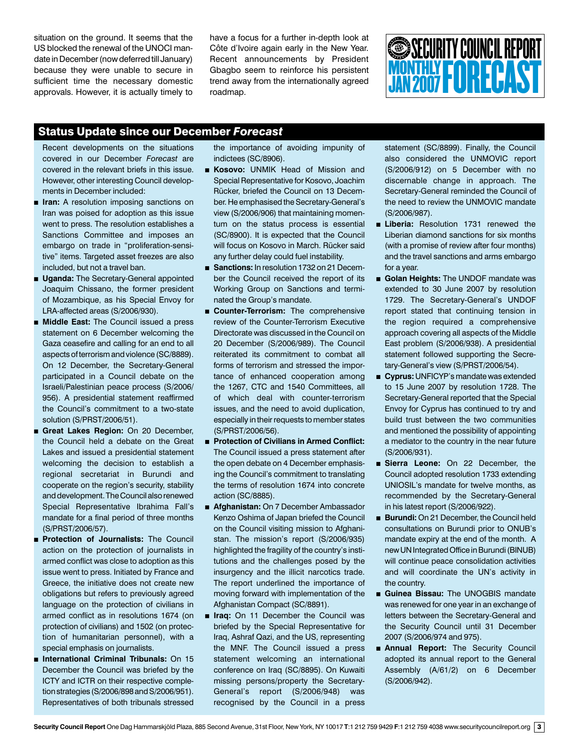situation on the ground. It seems that the US blocked the renewal of the UNOCI mandate in December (now deferred till January) because they were unable to secure in sufficient time the necessary domestic approvals. However, it is actually timely to have a focus for a further in-depth look at Côte d'Ivoire again early in the New Year. Recent announcements by President Gbagbo seem to reinforce his persistent trend away from the internationally agreed roadmap.

## Status Update since our December *Forecast*

Recent developments on the situations covered in our December *Forecast* are covered in the relevant briefs in this issue. However, other interesting Council developments in December included:

- **Iran:** A resolution imposing sanctions on Iran was poised for adoption as this issue went to press. The resolution establishes a Sanctions Committee and imposes an embargo on trade in "proliferation-sensitive" items. Targeted asset freezes are also included, but not a travel ban.
- **Uganda:** The Secretary-General appointed Joaquim Chissano, the former president of Mozambique, as his Special Envoy for LRA-affected areas (S/2006/930).
- **Middle East:** The Council issued a press statement on 6 December welcoming the Gaza ceasefire and calling for an end to all aspects of terrorism and violence (SC/8889). On 12 December, the Secretary-General participated in a Council debate on the Israeli/Palestinian peace process (S/2006/956). A presidential statement reaffirmed the Council's commitment to a two-state solution (S/PRST/2006/51).
- **Great Lakes Region:** On 20 December, the Council held a debate on the Great Lakes and issued a presidential statement welcoming the decision to establish a regional secretariat in Burundi and cooperate on the region's security, stability and development. The Council also renewed Special Representative Ibrahima Fall's mandate for a final period of three months (S/PRST/2006/57).
- **Protection of Journalists:** The Council action on the protection of journalists in armed conflict was close to adoption as this issue went to press. Initiated by France and Greece, the initiative does not create new obligations but refers to previously agreed language on the protection of civilians in armed conflict as in resolutions 1674 (on protection of civilians) and 1502 (on protection of humanitarian personnel), with a special emphasis on journalists.
- **International Criminal Tribunals:** On 15 December the Council was briefed by the ICTY and ICTR on their respective completion strategies (S/2006/898 and S/2006/951). Representatives of both tribunals stressed the importance of avoiding impunity of indictees (SC/8906).
- **Kosovo:** UNMIK Head of Mission and Special Representative for Kosovo, Joachim Rücker, briefed the Council on 13 December. He emphasised the Secretary-General's view (S/2006/906) that maintaining momentum on the status process is essential (SC/8900). It is expected that the Council will focus on Kosovo in March. Rücker said any further delay could fuel instability.
- **Sanctions:** In resolution 1732 on 21 December the Council received the report of its Working Group on Sanctions and terminated the Group's mandate.
- **Counter-Terrorism:** The comprehensive review of the Counter-Terrorism Executive Directorate was discussed in the Council on 20 December (S/2006/989). The Council reiterated its commitment to combat all forms of terrorism and stressed the importance of enhanced cooperation among the 1267, CTC and 1540 Committees, all of which deal with counter-terrorism issues, and the need to avoid duplication, especially in their requests to member states (S/PRST/2006/56).
- **Protection of Civilians in Armed Conflict:** The Council issued a press statement after the open debate on 4 December emphasising the Council's commitment to translating the terms of resolution 1674 into concrete action (SC/8885).
- **Afghanistan:** On 7 December Ambassador Kenzo Oshima of Japan briefed the Council on the Council visiting mission to Afghanistan. The mission's report (S/2006/935) highlighted the fragility of the country's institutions and the challenges posed by the insurgency and the illicit narcotics trade. The report underlined the importance of moving forward with implementation of the Afghanistan Compact (SC/8891).
- **Iraq:** On 11 December the Council was briefed by the Special Representative for Iraq, Ashraf Qazi, and the US, representing the MNF. The Council issued a press statement welcoming an international conference on Iraq (SC/8895). On Kuwaiti missing persons/property the Secretary-General's report (S/2006/948) was recognised by the Council in a press statement (SC/8899). Finally, the Council also considered the UNMOVIC report (S/2006/912) on 5 December with no discernable change in approach. The Secretary-General reminded the Council of the need to review the UNMOVIC mandate (S/2006/987).
- **Liberia:** Resolution 1731 renewed the Liberian diamond sanctions for six months (with a promise of review after four months) and the travel sanctions and arms embargo for a year.
- **Golan Heights:** The UNDOF mandate was extended to 30 June 2007 by resolution 1729. The Secretary-General's UNDOF report stated that continuing tension in the region required a comprehensive approach covering all aspects of the Middle East problem (S/2006/938). A presidential statement followed supporting the Secretary-General's view (S/PRST/2006/54).
- **Cyprus:** UNFICYP's mandate was extended to 15 June 2007 by resolution 1728. The Secretary-General reported that the Special Envoy for Cyprus has continued to try and build trust between the two communities and mentioned the possibility of appointing a mediator to the country in the near future (S/2006/931).
- **Sierra Leone:** On 22 December, the Council adopted resolution 1733 extending UNIOSIL's mandate for twelve months, as recommended by the Secretary-General in his latest report (S/2006/922).
- **Burundi:** On 21 December, the Council held consultations on Burundi prior to ONUB's mandate expiry at the end of the month. A new UN Integrated Office in Burundi (BINUB) will continue peace consolidation activities and will coordinate the UN's activity in the country.
- **Guinea Bissau:** The UNOGBIS mandate was renewed for one year in an exchange of letters between the Secretary-General and the Security Council until 31 December 2007 (S/2006/974 and 975).
- **Annual Report:** The Security Council adopted its annual report to the General Assembly (A/61/2) on 6 December (S/2006/942).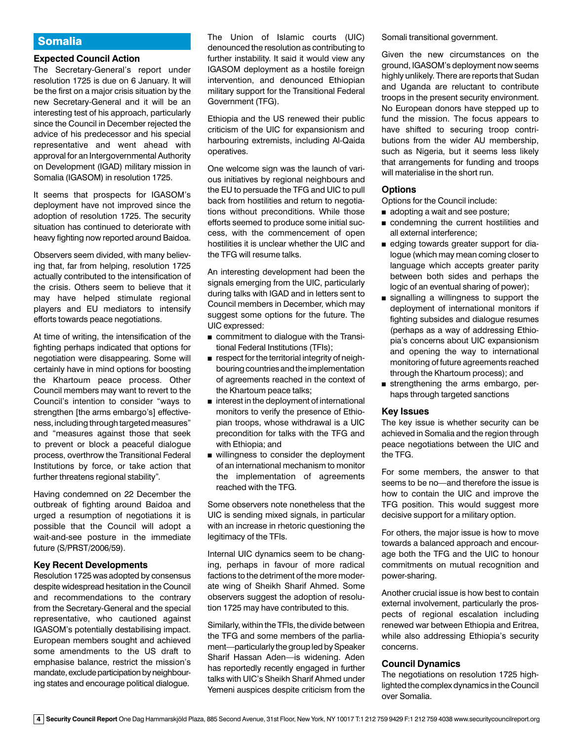## Somalia

### Expected Council Action

The Secretary-General's report under resolution 1725 is due on 6 January. It will be the first on a major crisis situation by the new Secretary-General and it will be an interesting test of his approach, particularly since the Council in December rejected the advice of his predecessor and his special representative and went ahead with approval for an Intergovernmental Authority on Development (IGAD) military mission in Somalia (IGASOM) in resolution 1725.

It seems that prospects for IGASOM's deployment have not improved since the adoption of resolution 1725. The security situation has continued to deteriorate with heavy fighting now reported around Baidoa.

Observers seem divided, with many believing that, far from helping, resolution 1725 actually contributed to the intensification of the crisis. Others seem to believe that it may have helped stimulate regional players and EU mediators to intensify efforts towards peace negotiations.

At time of writing, the intensification of the fighting perhaps indicated that options for negotiation were disappearing. Some will certainly have in mind options for boosting the Khartoum peace process. Other Council members may want to revert to the Council's intention to consider "ways to strengthen [the arms embargo's] effectiveness, including through targeted measures" and "measures against those that seek to prevent or block a peaceful dialogue process, overthrow the Transitional Federal Institutions by force, or take action that further threatens regional stability".

Having condemned on 22 December the outbreak of fighting around Baidoa and urged a resumption of negotiations it is possible that the Council will adopt a wait-and-see posture in the immediate future (S/PRST/2006/59).

### Key Recent Developments

Resolution 1725 was adopted by consensus despite widespread hesitation in the Council and recommendations to the contrary from the Secretary-General and the special representative, who cautioned against IGASOM's potentially destabilising impact. European members sought and achieved some amendments to the US draft to emphasise balance, restrict the mission's mandate, exclude participation by neighbouring states and encourage political dialogue.

The Union of Islamic courts (UIC) denounced the resolution as contributing to further instability. It said it would view any IGASOM deployment as a hostile foreign intervention, and denounced Ethiopian military support for the Transitional Federal Government (TFG).

Ethiopia and the US renewed their public criticism of the UIC for expansionism and harbouring extremists, including Al-Qaida operatives.

One welcome sign was the launch of various initiatives by regional neighbours and the EU to persuade the TFG and UIC to pull back from hostilities and return to negotiations without preconditions. While those efforts seemed to produce some initial success, with the commencement of open hostilities it is unclear whether the UIC and the TFG will resume talks.

An interesting development had been the signals emerging from the UIC, particularly during talks with IGAD and in letters sent to Council members in December, which may suggest some options for the future. The UIC expressed:

- commitment to dialogue with the Transitional Federal Institutions (TFIs);
- respect for the territorial integrity of neighbouring countries and the implementation of agreements reached in the context of the Khartoum peace talks;
- interest in the deployment of international monitors to verify the presence of Ethiopian troops, whose withdrawal is a UIC precondition for talks with the TFG and with Ethiopia; and
- willingness to consider the deployment of an international mechanism to monitor the implementation of agreements reached with the TFG.

Some observers note nonetheless that the UIC is sending mixed signals, in particular with an increase in rhetoric questioning the legitimacy of the TFIs.

Internal UIC dynamics seem to be changing, perhaps in favour of more radical factions to the detriment of the more moderate wing of Sheikh Sharif Ahmed. Some observers suggest the adoption of resolution 1725 may have contributed to this.

Similarly, within the TFIs, the divide between the TFG and some members of the parliament—particularly the group led by Speaker Sharif Hassan Aden—is widening. Aden has reportedly recently engaged in further talks with UIC's Sheikh Sharif Ahmed under Yemeni auspices despite criticism from the Somali transitional government.

Given the new circumstances on the ground, IGASOM's deployment now seems highly unlikely. There are reports that Sudan and Uganda are reluctant to contribute troops in the present security environment. No European donors have stepped up to fund the mission. The focus appears to have shifted to securing troop contributions from the wider AU membership, such as Nigeria, but it seems less likely that arrangements for funding and troops will materialise in the short run.

### Options

Options for the Council include:

- adopting a wait and see posture;
- condemning the current hostilities and all external interference;
- edging towards greater support for dialogue (which may mean coming closer to language which accepts greater parity between both sides and perhaps the logic of an eventual sharing of power);
- signalling a willingness to support the deployment of international monitors if fighting subsides and dialogue resumes (perhaps as a way of addressing Ethiopia's concerns about UIC expansionism and opening the way to international monitoring of future agreements reached through the Khartoum process); and
- strengthening the arms embargo, perhaps through targeted sanctions

### Key Issues

The key issue is whether security can be achieved in Somalia and the region through peace negotiations between the UIC and the TFG.

For some members, the answer to that seems to be no—and therefore the issue is how to contain the UIC and improve the TFG position. This would suggest more decisive support for a military option.

For others, the major issue is how to move towards a balanced approach and encourage both the TFG and the UIC to honour commitments on mutual recognition and power-sharing.

Another crucial issue is how best to contain external involvement, particularly the prospects of regional escalation including renewed war between Ethiopia and Eritrea, while also addressing Ethiopia's security concerns.

### Council Dynamics

The negotiations on resolution 1725 highlighted the complex dynamics in the Council over Somalia.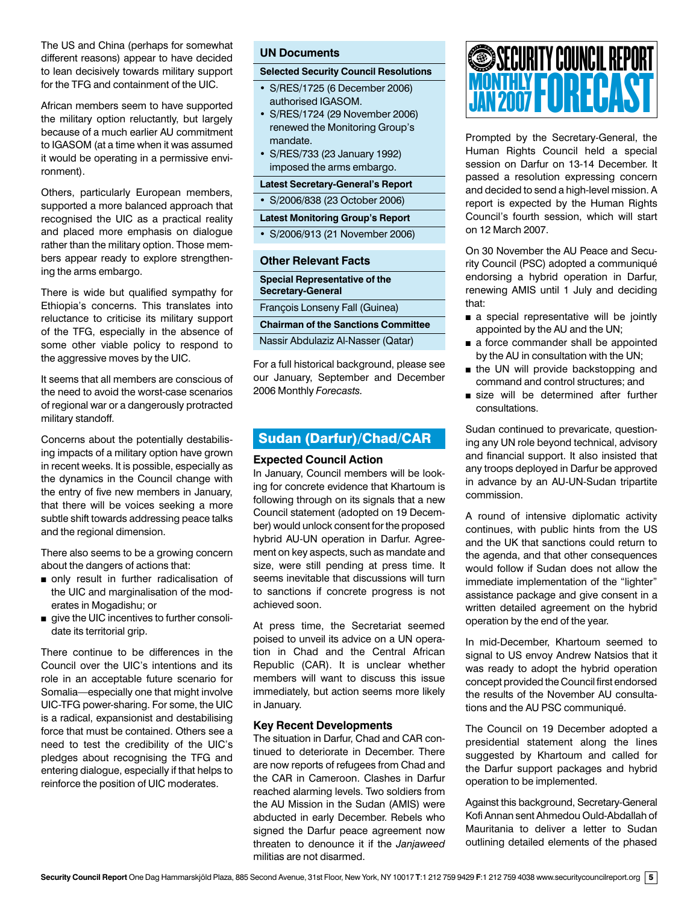The US and China (perhaps for somewhat different reasons) appear to have decided to lean decisively towards military support for the TFG and containment of the UIC.

African members seem to have supported the military option reluctantly, but largely because of a much earlier AU commitment to IGASOM (at a time when it was assumed it would be operating in a permissive environment).

Others, particularly European members, supported a more balanced approach that recognised the UIC as a practical reality and placed more emphasis on dialogue rather than the military option. Those members appear ready to explore strengthening the arms embargo.

There is wide but qualified sympathy for Ethiopia's concerns. This translates into reluctance to criticise its military support of the TFG, especially in the absence of some other viable policy to respond to the aggressive moves by the UIC.

It seems that all members are conscious of the need to avoid the worst-case scenarios of regional war or a dangerously protracted military standoff.

Concerns about the potentially destabilising impacts of a military option have grown in recent weeks. It is possible, especially as the dynamics in the Council change with the entry of five new members in January, that there will be voices seeking a more subtle shift towards addressing peace talks and the regional dimension.

There also seems to be a growing concern about the dangers of actions that:

- only result in further radicalisation of the UIC and marginalisation of the moderates in Mogadishu; or
- give the UIC incentives to further consolidate its territorial grip.

There continue to be differences in the Council over the UIC's intentions and its role in an acceptable future scenario for Somalia—especially one that might involve UIC-TFG power-sharing. For some, the UIC is a radical, expansionist and destabilising force that must be contained. Others see a need to test the credibility of the UIC's pledges about recognising the TFG and entering dialogue, especially if that helps to reinforce the position of UIC moderates.

## UN Documents

**Selected Security Council Resolutions**

- S/RES/1725 (6 December 2006) authorised IGASOM.
- S/RES/1724 (29 November 2006) renewed the Monitoring Group's mandate.
- S/RES/733 (23 January 1992) imposed the arms embargo.

**Latest Secretary-General's Report**

- S/2006/838 (23 October 2006)

**Latest Monitoring Group's Report**

- S/2006/913 (21 November 2006)

## Other Relevant Facts

**Special Representative of the Secretary-General**

François Lonseny Fall (Guinea)

**Chairman of the Sanctions Committee**

Nassir Abdulaziz Al-Nasser (Qatar)

For a full historical background, please see our January, September and December 2006 Monthly *Forecasts.*

# Sudan (Darfur)/Chad/CAR

### Expected Council Action

In January, Council members will be looking for concrete evidence that Khartoum is following through on its signals that a new Council statement (adopted on 19 December) would unlock consent for the proposed hybrid AU-UN operation in Darfur. Agreement on key aspects, such as mandate and size, were still pending at press time. It seems inevitable that discussions will turn to sanctions if concrete progress is not achieved soon.

At press time, the Secretariat seemed poised to unveil its advice on a UN operation in Chad and the Central African Republic (CAR). It is unclear whether members will want to discuss this issue immediately, but action seems more likely in January.

### Key Recent Developments

The situation in Darfur, Chad and CAR continued to deteriorate in December. There are now reports of refugees from Chad and the CAR in Cameroon. Clashes in Darfur reached alarming levels. Two soldiers from the AU Mission in the Sudan (AMIS) were abducted in early December. Rebels who signed the Darfur peace agreement now threaten to denounce it if the *Janjaweed* militias are not disarmed.

Prompted by the Secretary-General, the Human Rights Council held a special session on Darfur on 13-14 December. It passed a resolution expressing concern and decided to send a high-level mission. A report is expected by the Human Rights Council's fourth session, which will start on 12 March 2007.

On 30 November the AU Peace and Security Council (PSC) adopted a communiqué endorsing a hybrid operation in Darfur, renewing AMIS until 1 July and deciding that:

- a special representative will be jointly appointed by the AU and the UN;
- a force commander shall be appointed by the AU in consultation with the UN;
- the UN will provide backstopping and command and control structures; and
- size will be determined after further consultations.

Sudan continued to prevaricate, questioning any UN role beyond technical, advisory and financial support. It also insisted that any troops deployed in Darfur be approved in advance by an AU-UN-Sudan tripartite commission.

A round of intensive diplomatic activity continues, with public hints from the US and the UK that sanctions could return to the agenda, and that other consequences would follow if Sudan does not allow the immediate implementation of the "lighter" assistance package and give consent in a written detailed agreement on the hybrid operation by the end of the year.

In mid-December, Khartoum seemed to signal to US envoy Andrew Natsios that it was ready to adopt the hybrid operation concept provided the Council first endorsed the results of the November AU consultations and the AU PSC communiqué.

The Council on 19 December adopted a presidential statement along the lines suggested by Khartoum and called for the Darfur support packages and hybrid operation to be implemented.

Against this background, Secretary-General Kofi Annan sent Ahmedou Ould-Abdallah of Mauritania to deliver a letter to Sudan outlining detailed elements of the phased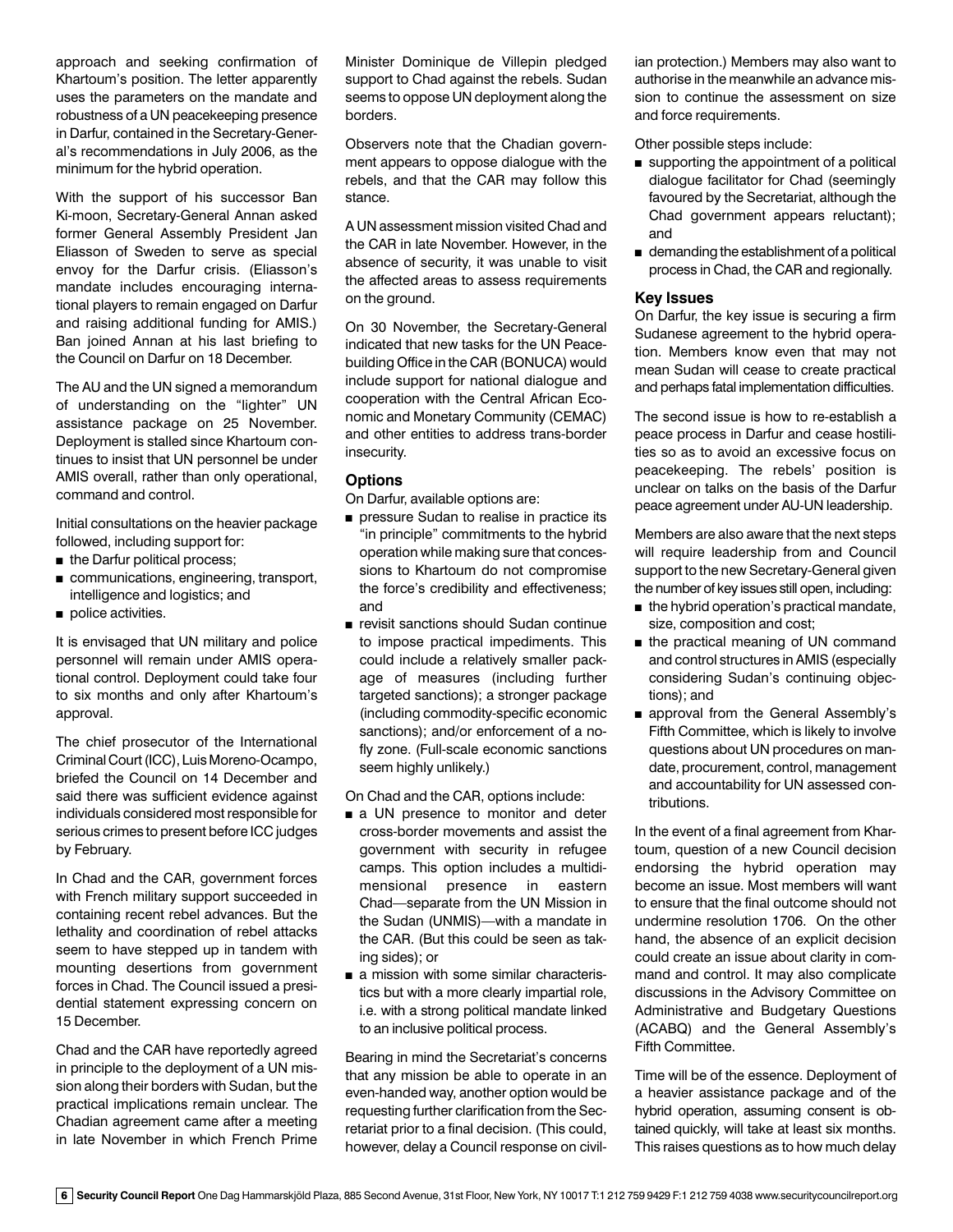approach and seeking confirmation of Khartoum's position. The letter apparently uses the parameters on the mandate and robustness of a UN peacekeeping presence in Darfur, contained in the Secretary-General's recommendations in July 2006, as the minimum for the hybrid operation.

With the support of his successor Ban Ki-moon, Secretary-General Annan asked former General Assembly President Jan Eliasson of Sweden to serve as special envoy for the Darfur crisis. (Eliasson's mandate includes encouraging international players to remain engaged on Darfur and raising additional funding for AMIS.) Ban joined Annan at his last briefing to the Council on Darfur on 18 December.

The AU and the UN signed a memorandum of understanding on the "lighter" UN assistance package on 25 November. Deployment is stalled since Khartoum continues to insist that UN personnel be under AMIS overall, rather than only operational, command and control.

Initial consultations on the heavier package followed, including support for:

- the Darfur political process;
- communications, engineering, transport, intelligence and logistics; and
- police activities.

It is envisaged that UN military and police personnel will remain under AMIS operational control. Deployment could take four to six months and only after Khartoum's approval.

The chief prosecutor of the International Criminal Court (ICC), Luis Moreno-Ocampo, briefed the Council on 14 December and said there was sufficient evidence against individuals considered most responsible for serious crimes to present before ICC judges by February.

In Chad and the CAR, government forces with French military support succeeded in containing recent rebel advances. But the lethality and coordination of rebel attacks seem to have stepped up in tandem with mounting desertions from government forces in Chad. The Council issued a presidential statement expressing concern on 15 December.

Chad and the CAR have reportedly agreed in principle to the deployment of a UN mission along their borders with Sudan, but the practical implications remain unclear. The Chadian agreement came after a meeting in late November in which French Prime Minister Dominique de Villepin pledged support to Chad against the rebels. Sudan seems to oppose UN deployment along the borders.

Observers note that the Chadian government appears to oppose dialogue with the rebels, and that the CAR may follow this stance.

A UN assessment mission visited Chad and the CAR in late November. However, in the absence of security, it was unable to visit the affected areas to assess requirements on the ground.

On 30 November, the Secretary-General indicated that new tasks for the UN Peacebuilding Office in the CAR (BONUCA) would include support for national dialogue and cooperation with the Central African Economic and Monetary Community (CEMAC) and other entities to address trans-border insecurity.

### Options

On Darfur, available options are:

- pressure Sudan to realise in practice its "in principle" commitments to the hybrid operation while making sure that concessions to Khartoum do not compromise the force's credibility and effectiveness; and
- revisit sanctions should Sudan continue to impose practical impediments. This could include a relatively smaller package of measures (including further targeted sanctions); a stronger package (including commodity-specific economic sanctions); and/or enforcement of a no-fly zone. (Full-scale economic sanctions seem highly unlikely.)

On Chad and the CAR, options include:

- a UN presence to monitor and deter cross-border movements and assist the government with security in refugee camps. This option includes a multidimensional presence in eastern Chad—separate from the UN Mission in the Sudan (UNMIS)—with a mandate in the CAR. (But this could be seen as taking sides); or
- a mission with some similar characteristics but with a more clearly impartial role, i.e. with a strong political mandate linked to an inclusive political process.

Bearing in mind the Secretariat's concerns that any mission be able to operate in an even-handed way, another option would be requesting further clarification from the Secretariat prior to a final decision. (This could, however, delay a Council response on civilian protection.) Members may also want to authorise in the meanwhile an advance mission to continue the assessment on size and force requirements.

Other possible steps include:

- supporting the appointment of a political dialogue facilitator for Chad (seemingly favoured by the Secretariat, although the Chad government appears reluctant); and
- demanding the establishment of a political process in Chad, the CAR and regionally.

### Key Issues

On Darfur, the key issue is securing a firm Sudanese agreement to the hybrid operation. Members know even that may not mean Sudan will cease to create practical and perhaps fatal implementation difficulties.

The second issue is how to re-establish a peace process in Darfur and cease hostilities so as to avoid an excessive focus on peacekeeping. The rebels' position is unclear on talks on the basis of the Darfur peace agreement under AU-UN leadership.

Members are also aware that the next steps will require leadership from and Council support to the new Secretary-General given the number of key issues still open, including:

- the hybrid operation's practical mandate, size, composition and cost;
- the practical meaning of UN command and control structures in AMIS (especially considering Sudan's continuing objections); and
- approval from the General Assembly's Fifth Committee, which is likely to involve questions about UN procedures on mandate, procurement, control, management and accountability for UN assessed contributions.

In the event of a final agreement from Khartoum, question of a new Council decision endorsing the hybrid operation may become an issue. Most members will want to ensure that the final outcome should not undermine resolution 1706. On the other hand, the absence of an explicit decision could create an issue about clarity in command and control. It may also complicate discussions in the Advisory Committee on Administrative and Budgetary Questions (ACABQ) and the General Assembly's Fifth Committee.

Time will be of the essence. Deployment of a heavier assistance package and of the hybrid operation, assuming consent is obtained quickly, will take at least six months. This raises questions as to how much delay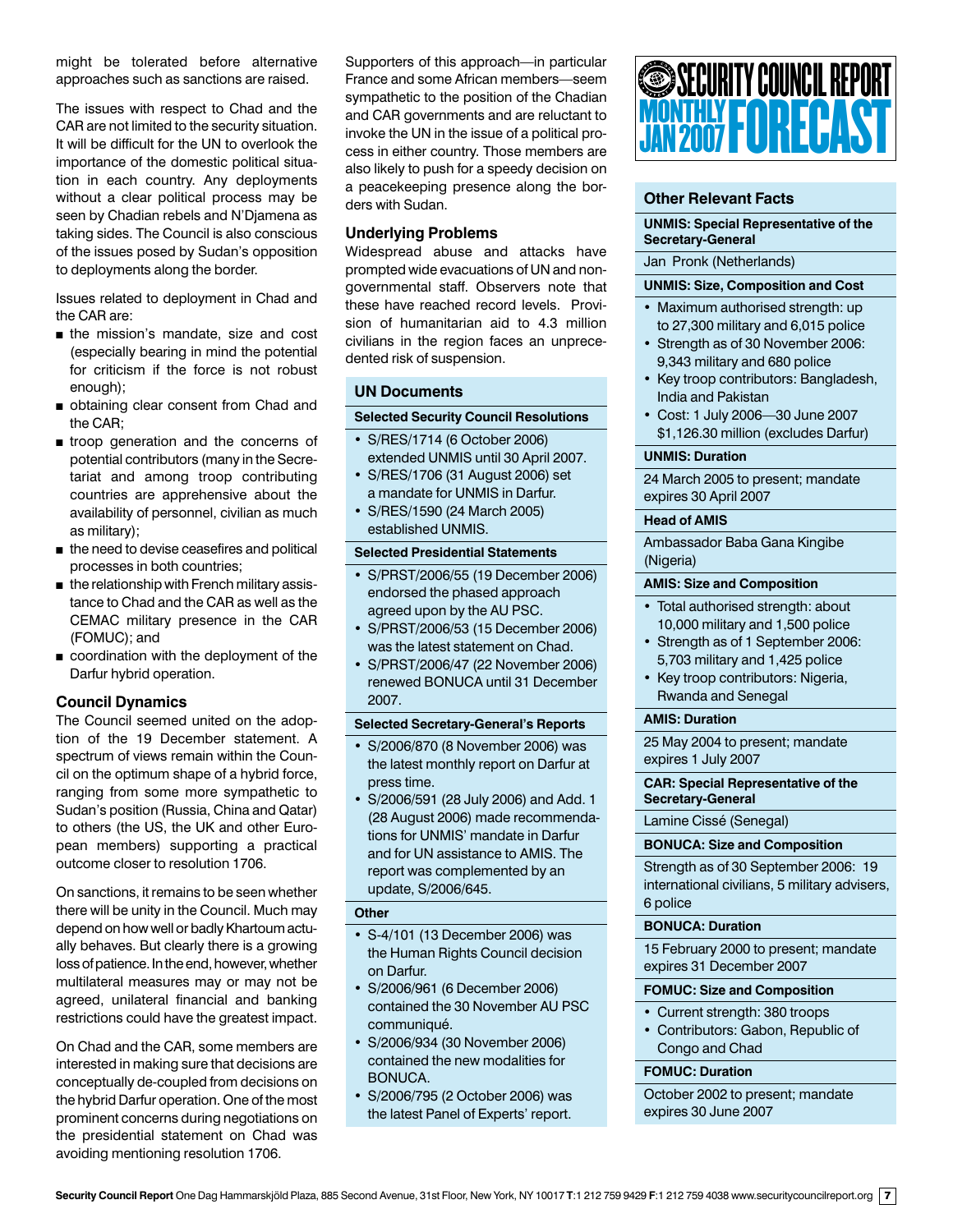might be tolerated before alternative approaches such as sanctions are raised.

The issues with respect to Chad and the CAR are not limited to the security situation. It will be difficult for the UN to overlook the importance of the domestic political situation in each country. Any deployments without a clear political process may be seen by Chadian rebels and N'Djamena as taking sides. The Council is also conscious of the issues posed by Sudan's opposition to deployments along the border.

Issues related to deployment in Chad and the CAR are:

- the mission's mandate, size and cost (especially bearing in mind the potential for criticism if the force is not robust enough);
- obtaining clear consent from Chad and the CAR;
- troop generation and the concerns of potential contributors (many in the Secretariat and among troop contributing countries are apprehensive about the availability of personnel, civilian as much as military);
- the need to devise ceasefires and political processes in both countries;
- the relationship with French military assistance to Chad and the CAR as well as the CEMAC military presence in the CAR (FOMUC); and
- coordination with the deployment of the Darfur hybrid operation.

## Council Dynamics

The Council seemed united on the adoption of the 19 December statement. A spectrum of views remain within the Council on the optimum shape of a hybrid force, ranging from some more sympathetic to Sudan's position (Russia, China and Qatar) to others (the US, the UK and other European members) supporting a practical outcome closer to resolution 1706.

On sanctions, it remains to be seen whether there will be unity in the Council. Much may depend on how well or badly Khartoum actually behaves. But clearly there is a growing loss of patience. In the end, however, whether multilateral measures may or may not be agreed, unilateral financial and banking restrictions could have the greatest impact.

On Chad and the CAR, some members are interested in making sure that decisions are conceptually de-coupled from decisions on the hybrid Darfur operation. One of the most prominent concerns during negotiations on the presidential statement on Chad was avoiding mentioning resolution 1706. Supporters of this approach—in particular France and some African members—seem sympathetic to the position of the Chadian and CAR governments and are reluctant to invoke the UN in the issue of a political process in either country. Those members are also likely to push for a speedy decision on a peacekeeping presence along the borders with Sudan.

## Underlying Problems

Widespread abuse and attacks have prompted wide evacuations of UN and non-governmental staff. Observers note that these have reached record levels. Provision of humanitarian aid to 4.3 million civilians in the region faces an unprecedented risk of suspension.

## UN Documents

### Selected Security Council Resolutions

- S/RES/1714 (6 October 2006) extended UNMIS until 30 April 2007.
- S/RES/1706 (31 August 2006) set a mandate for UNMIS in Darfur.
- S/RES/1590 (24 March 2005) established UNMIS.

### Selected Presidential Statements

- S/PRST/2006/55 (19 December 2006) endorsed the phased approach agreed upon by the AU PSC.
- S/PRST/2006/53 (15 December 2006) was the latest statement on Chad.
- S/PRST/2006/47 (22 November 2006) renewed BONUCA until 31 December 2007.

### Selected Secretary-General's Reports

- S/2006/870 (8 November 2006) was the latest monthly report on Darfur at press time.
- S/2006/591 (28 July 2006) and Add. 1 (28 August 2006) made recommendations for UNMIS' mandate in Darfur and for UN assistance to AMIS. The report was complemented by an update, S/2006/645.

### Other

- S-4/101 (13 December 2006) was the Human Rights Council decision on Darfur.
- S/2006/961 (6 December 2006) contained the 30 November AU PSC communiqué.
- S/2006/934 (30 November 2006) contained the new modalities for BONUCA.
- S/2006/795 (2 October 2006) was the latest Panel of Experts' report.

## Other Relevant Facts

### UNMIS: Special Representative of the Secretary-General

Jan Pronk (Netherlands)

### UNMIS: Size, Composition and Cost

- Maximum authorised strength: up to 27,300 military and 6,015 police
- Strength as of 30 November 2006: 9,343 military and 680 police
- Key troop contributors: Bangladesh, India and Pakistan
- Cost: 1 July 2006—30 June 2007 $1,126.30 million (excludes Darfur)

### UNMIS: Duration

24 March 2005 to present; mandate expires 30 April 2007

### Head of AMIS

Ambassador Baba Gana Kingibe (Nigeria)

### AMIS: Size and Composition

- Total authorised strength: about 10,000 military and 1,500 police
- Strength as of 1 September 2006: 5,703 military and 1,425 police
- Key troop contributors: Nigeria, Rwanda and Senegal

### AMIS: Duration

25 May 2004 to present; mandate expires 1 July 2007

### CAR: Special Representative of the Secretary-General

Lamine Cissé (Senegal)

### BONUCA: Size and Composition

Strength as of 30 September 2006: 19 international civilians, 5 military advisers, 6 police

### BONUCA: Duration

15 February 2000 to present; mandate expires 31 December 2007

### FOMUC: Size and Composition

- Current strength: 380 troops
- Contributors: Gabon, Republic of Congo and Chad

### FOMUC: Duration

October 2002 to present; mandate expires 30 June 2007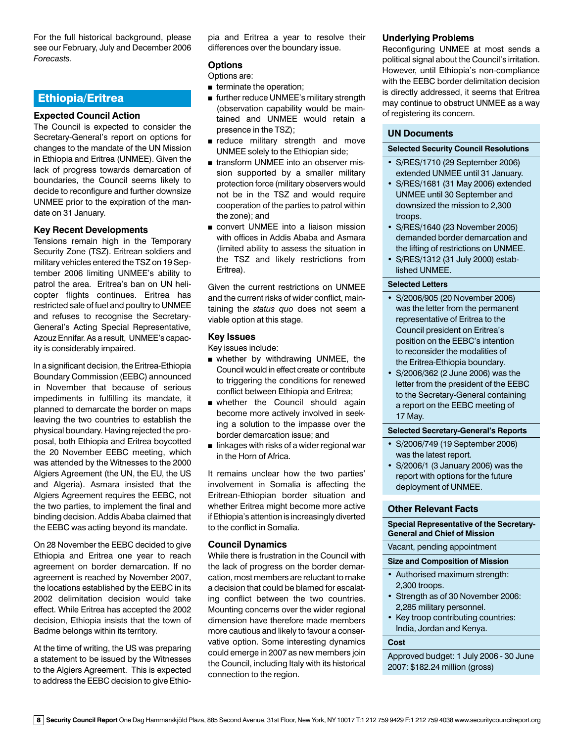For the full historical background, please see our February, July and December 2006 *Forecasts*.

## Ethiopia/Eritrea

### Expected Council Action

The Council is expected to consider the Secretary-General's report on options for changes to the mandate of the UN Mission in Ethiopia and Eritrea (UNMEE). Given the lack of progress towards demarcation of boundaries, the Council seems likely to decide to reconfigure and further downsize UNMEE prior to the expiration of the mandate on 31 January.

### Key Recent Developments

Tensions remain high in the Temporary Security Zone (TSZ). Eritrean soldiers and military vehicles entered the TSZ on 19 September 2006 limiting UNMEE's ability to patrol the area. Eritrea's ban on UN helicopter flights continues. Eritrea has restricted sale of fuel and poultry to UNMEE and refuses to recognise the Secretary-General's Acting Special Representative, Azouz Ennifar. As a result, UNMEE's capacity is considerably impaired.

In a significant decision, the Eritrea-Ethiopia Boundary Commission (EEBC) announced in November that because of serious impediments in fulfilling its mandate, it planned to demarcate the border on maps leaving the two countries to establish the physical boundary. Having rejected the proposal, both Ethiopia and Eritrea boycotted the 20 November EEBC meeting, which was attended by the Witnesses to the 2000 Algiers Agreement (the UN, the EU, the US and Algeria). Asmara insisted that the Algiers Agreement requires the EEBC, not the two parties, to implement the final and binding decision. Addis Ababa claimed that the EEBC was acting beyond its mandate.

On 28 November the EEBC decided to give Ethiopia and Eritrea one year to reach agreement on border demarcation. If no agreement is reached by November 2007, the locations established by the EEBC in its 2002 delimitation decision would take effect. While Eritrea has accepted the 2002 decision, Ethiopia insists that the town of Badme belongs within its territory.

At the time of writing, the US was preparing a statement to be issued by the Witnesses to the Algiers Agreement. This is expected to address the EEBC decision to give Ethiopia and Eritrea a year to resolve their differences over the boundary issue.

### Options

Options are:

- terminate the operation;
- further reduce UNMEE's military strength (observation capability would be maintained and UNMEE would retain a presence in the TSZ);
- reduce military strength and move UNMEE solely to the Ethiopian side;
- transform UNMEE into an observer mission supported by a smaller military protection force (military observers would not be in the TSZ and would require cooperation of the parties to patrol within the zone); and
- convert UNMEE into a liaison mission with offices in Addis Ababa and Asmara (limited ability to assess the situation in the TSZ and likely restrictions from Eritrea).

Given the current restrictions on UNMEE and the current risks of wider conflict, maintaining the *status quo* does not seem a viable option at this stage.

### Key Issues

Key issues include:

- whether by withdrawing UNMEE, the Council would in effect create or contribute to triggering the conditions for renewed conflict between Ethiopia and Eritrea;
- whether the Council should again become more actively involved in seeking a solution to the impasse over the border demarcation issue; and
- linkages with risks of a wider regional war in the Horn of Africa.

It remains unclear how the two parties' involvement in Somalia is affecting the Eritrean-Ethiopian border situation and whether Eritrea might become more active if Ethiopia's attention is increasingly diverted to the conflict in Somalia.

### Council Dynamics

While there is frustration in the Council with the lack of progress on the border demarcation, most members are reluctant to make a decision that could be blamed for escalating conflict between the two countries. Mounting concerns over the wider regional dimension have therefore made members more cautious and likely to favour a conservative option. Some interesting dynamics could emerge in 2007 as new members join the Council, including Italy with its historical connection to the region.

### Underlying Problems

Reconfiguring UNMEE at most sends a political signal about the Council's irritation. However, until Ethiopia's non-compliance with the EEBC border delimitation decision is directly addressed, it seems that Eritrea may continue to obstruct UNMEE as a way of registering its concern.

### UN Documents

**Selected Security Council Resolutions**

- S/RES/1710 (29 September 2006) extended UNMEE until 31 January.
- S/RES/1681 (31 May 2006) extended UNMEE until 30 September and downsized the mission to 2,300 troops.
- S/RES/1640 (23 November 2005) demanded border demarcation and the lifting of restrictions on UNMEE.
- S/RES/1312 (31 July 2000) established UNMEE.

**Selected Letters**

- S/2006/905 (20 November 2006) was the letter from the permanent representative of Eritrea to the Council president on Eritrea's position on the EEBC's intention to reconsider the modalities of the Eritrea-Ethiopia boundary.
- S/2006/362 (2 June 2006) was the letter from the president of the EEBC to the Secretary-General containing a report on the EEBC meeting of 17 May.

**Selected Secretary-General's Reports**

- S/2006/749 (19 September 2006) was the latest report.
- S/2006/1 (3 January 2006) was the report with options for the future deployment of UNMEE.

### Other Relevant Facts

**Special Representative of the Secretary-General and Chief of Mission**

Vacant, pending appointment

**Size and Composition of Mission**

- Authorised maximum strength: 2,300 troops.
- Strength as of 30 November 2006: 2,285 military personnel.
- Key troop contributing countries: India, Jordan and Kenya.

**Cost**

Approved budget: 1 July 2006 - 30 June 2007: $182.24 million (gross)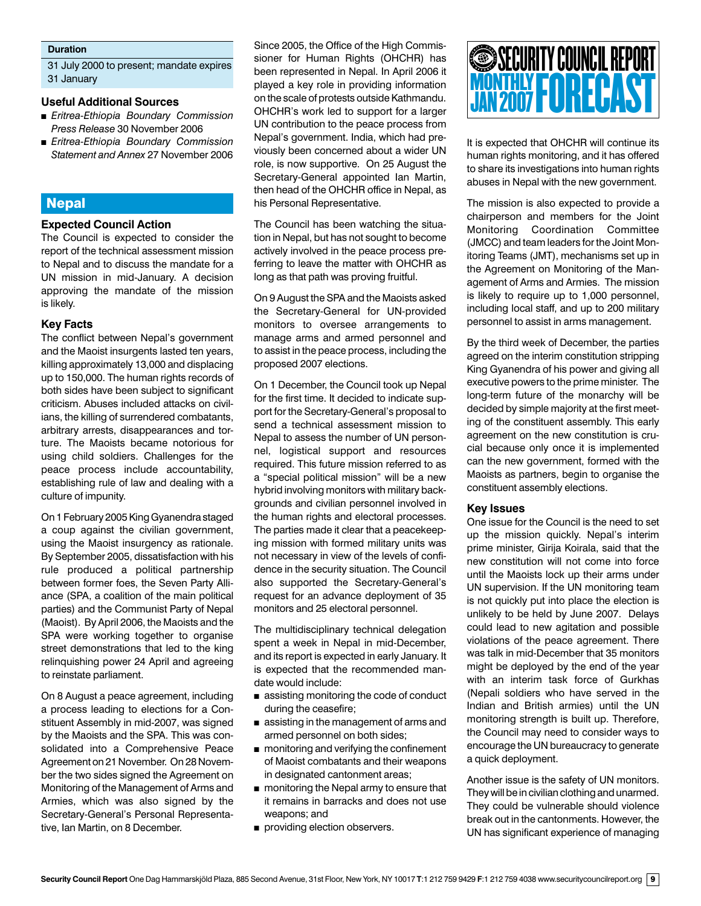**Duration**

31 July 2000 to present; mandate expires 31 January

### Useful Additional Sources

- *Eritrea-Ethiopia Boundary Commission Press Release* 30 November 2006
- *Eritrea-Ethiopia Boundary Commission Statement and Annex* 27 November 2006

## Nepal

### Expected Council Action

The Council is expected to consider the report of the technical assessment mission to Nepal and to discuss the mandate for a UN mission in mid-January. A decision approving the mandate of the mission is likely.

### Key Facts

The conflict between Nepal's government and the Maoist insurgents lasted ten years, killing approximately 13,000 and displacing up to 150,000. The human rights records of both sides have been subject to significant criticism. Abuses included attacks on civilians, the killing of surrendered combatants, arbitrary arrests, disappearances and torture. The Maoists became notorious for using child soldiers. Challenges for the peace process include accountability, establishing rule of law and dealing with a culture of impunity.

On 1 February 2005 King Gyanendra staged a coup against the civilian government, using the Maoist insurgency as rationale. By September 2005, dissatisfaction with his rule produced a political partnership between former foes, the Seven Party Alliance (SPA, a coalition of the main political parties) and the Communist Party of Nepal (Maoist). By April 2006, the Maoists and the SPA were working together to organise street demonstrations that led to the king relinquishing power 24 April and agreeing to reinstate parliament.

On 8 August a peace agreement, including a process leading to elections for a Constituent Assembly in mid-2007, was signed by the Maoists and the SPA. This was consolidated into a Comprehensive Peace Agreement on 21 November. On 28 November the two sides signed the Agreement on Monitoring of the Management of Arms and Armies, which was also signed by the Secretary-General's Personal Representative, Ian Martin, on 8 December.

Since 2005, the Office of the High Commissioner for Human Rights (OHCHR) has been represented in Nepal. In April 2006 it played a key role in providing information on the scale of protests outside Kathmandu. OHCHR's work led to support for a larger UN contribution to the peace process from Nepal's government. India, which had previously been concerned about a wider UN role, is now supportive. On 25 August the Secretary-General appointed Ian Martin, then head of the OHCHR office in Nepal, as his Personal Representative.

The Council has been watching the situation in Nepal, but has not sought to become actively involved in the peace process preferring to leave the matter with OHCHR as long as that path was proving fruitful.

On 9 August the SPA and the Maoists asked the Secretary-General for UN-provided monitors to oversee arrangements to manage arms and armed personnel and to assist in the peace process, including the proposed 2007 elections.

On 1 December, the Council took up Nepal for the first time. It decided to indicate support for the Secretary-General's proposal to send a technical assessment mission to Nepal to assess the number of UN personnel, logistical support and resources required. This future mission referred to as a "special political mission" will be a new hybrid involving monitors with military backgrounds and civilian personnel involved in the human rights and electoral processes. The parties made it clear that a peacekeeping mission with formed military units was not necessary in view of the levels of confidence in the security situation. The Council also supported the Secretary-General's request for an advance deployment of 35 monitors and 25 electoral personnel.

The multidisciplinary technical delegation spent a week in Nepal in mid-December, and its report is expected in early January. It is expected that the recommended mandate would include:

- assisting monitoring the code of conduct during the ceasefire;
- assisting in the management of arms and armed personnel on both sides;
- monitoring and verifying the confinement of Maoist combatants and their weapons in designated cantonment areas;
- monitoring the Nepal army to ensure that it remains in barracks and does not use weapons; and
- providing election observers.

It is expected that OHCHR will continue its human rights monitoring, and it has offered to share its investigations into human rights abuses in Nepal with the new government.

The mission is also expected to provide a chairperson and members for the Joint Monitoring Coordination Committee (JMCC) and team leaders for the Joint Monitoring Teams (JMT), mechanisms set up in the Agreement on Monitoring of the Management of Arms and Armies. The mission is likely to require up to 1,000 personnel, including local staff, and up to 200 military personnel to assist in arms management.

By the third week of December, the parties agreed on the interim constitution stripping King Gyanendra of his power and giving all executive powers to the prime minister. The long-term future of the monarchy will be decided by simple majority at the first meeting of the constituent assembly. This early agreement on the new constitution is crucial because only once it is implemented can the new government, formed with the Maoists as partners, begin to organise the constituent assembly elections.

### Key Issues

One issue for the Council is the need to set up the mission quickly. Nepal's interim prime minister, Girija Koirala, said that the new constitution will not come into force until the Maoists lock up their arms under UN supervision. If the UN monitoring team is not quickly put into place the election is unlikely to be held by June 2007. Delays could lead to new agitation and possible violations of the peace agreement. There was talk in mid-December that 35 monitors might be deployed by the end of the year with an interim task force of Gurkhas (Nepali soldiers who have served in the Indian and British armies) until the UN monitoring strength is built up. Therefore, the Council may need to consider ways to encourage the UN bureaucracy to generate a quick deployment.

Another issue is the safety of UN monitors. They will be in civilian clothing and unarmed. They could be vulnerable should violence break out in the cantonments. However, the UN has significant experience of managing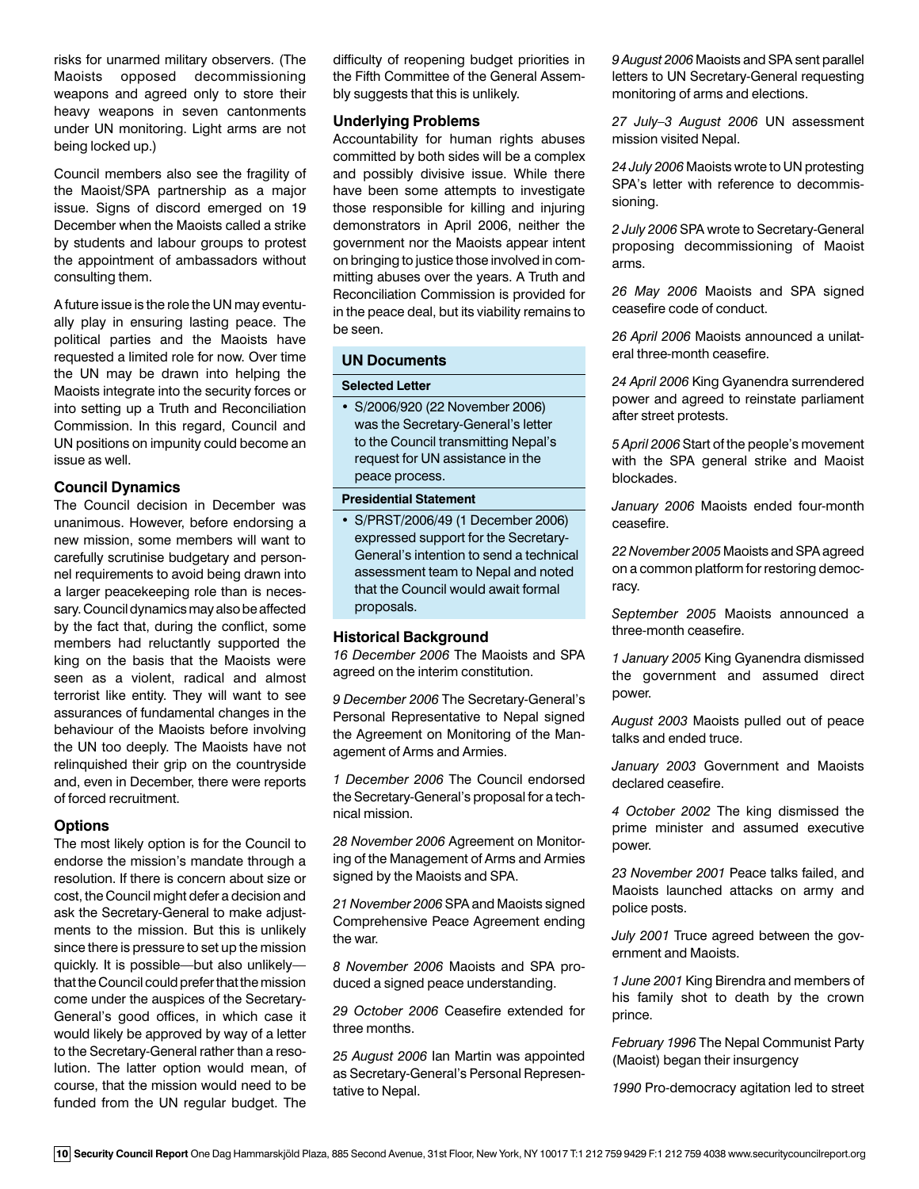risks for unarmed military observers. (The Maoists opposed decommissioning weapons and agreed only to store their heavy weapons in seven cantonments under UN monitoring. Light arms are not being locked up.)

Council members also see the fragility of the Maoist/SPA partnership as a major issue. Signs of discord emerged on 19 December when the Maoists called a strike by students and labour groups to protest the appointment of ambassadors without consulting them.

A future issue is the role the UN may eventually play in ensuring lasting peace. The political parties and the Maoists have requested a limited role for now. Over time the UN may be drawn into helping the Maoists integrate into the security forces or into setting up a Truth and Reconciliation Commission. In this regard, Council and UN positions on impunity could become an issue as well.

### Council Dynamics

The Council decision in December was unanimous. However, before endorsing a new mission, some members will want to carefully scrutinise budgetary and personnel requirements to avoid being drawn into a larger peacekeeping role than is necessary. Council dynamics may also be affected by the fact that, during the conflict, some members had reluctantly supported the king on the basis that the Maoists were seen as a violent, radical and almost terrorist like entity. They will want to see assurances of fundamental changes in the behaviour of the Maoists before involving the UN too deeply. The Maoists have not relinquished their grip on the countryside and, even in December, there were reports of forced recruitment.

### Options

The most likely option is for the Council to endorse the mission's mandate through a resolution. If there is concern about size or cost, the Council might defer a decision and ask the Secretary-General to make adjustments to the mission. But this is unlikely since there is pressure to set up the mission quickly. It is possible—but also unlikely—that the Council could prefer that the mission come under the auspices of the Secretary-General's good offices, in which case it would likely be approved by way of a letter to the Secretary-General rather than a resolution. The latter option would mean, of course, that the mission would need to be funded from the UN regular budget. The difficulty of reopening budget priorities in the Fifth Committee of the General Assembly suggests that this is unlikely.

### Underlying Problems

Accountability for human rights abuses committed by both sides will be a complex and possibly divisive issue. While there have been some attempts to investigate those responsible for killing and injuring demonstrators in April 2006, neither the government nor the Maoists appear intent on bringing to justice those involved in committing abuses over the years. A Truth and Reconciliation Commission is provided for in the peace deal, but its viability remains to be seen.

### UN Documents

**Selected Letter**

- S/2006/920 (22 November 2006) was the Secretary-General's letter to the Council transmitting Nepal's request for UN assistance in the peace process.

**Presidential Statement**

- S/PRST/2006/49 (1 December 2006) expressed support for the Secretary-General's intention to send a technical assessment team to Nepal and noted that the Council would await formal proposals.

### Historical Background

*16 December 2006* The Maoists and SPA agreed on the interim constitution.

*9 December 2006* The Secretary-General's Personal Representative to Nepal signed the Agreement on Monitoring of the Management of Arms and Armies.

*1 December 2006* The Council endorsed the Secretary-General's proposal for a technical mission.

*28 November 2006* Agreement on Monitoring of the Management of Arms and Armies signed by the Maoists and SPA.

*21 November 2006* SPA and Maoists signed Comprehensive Peace Agreement ending the war.

*8 November 2006* Maoists and SPA produced a signed peace understanding.

*29 October 2006* Ceasefire extended for three months.

*25 August 2006* Ian Martin was appointed as Secretary-General's Personal Representative to Nepal.

*9 August 2006* Maoists and SPA sent parallel letters to UN Secretary-General requesting monitoring of arms and elections.

*27 July–3 August 2006* UN assessment mission visited Nepal.

*24 July 2006* Maoists wrote to UN protesting SPA's letter with reference to decommissioning.

*2 July 2006* SPA wrote to Secretary-General proposing decommissioning of Maoist arms.

*26 May 2006* Maoists and SPA signed ceasefire code of conduct.

*26 April 2006* Maoists announced a unilateral three-month ceasefire.

*24 April 2006* King Gyanendra surrendered power and agreed to reinstate parliament after street protests.

*5 April 2006* Start of the people's movement with the SPA general strike and Maoist blockades.

*January 2006* Maoists ended four-month ceasefire.

*22 November 2005* Maoists and SPA agreed on a common platform for restoring democracy.

*September 2005* Maoists announced a three-month ceasefire.

*1 January 2005* King Gyanendra dismissed the government and assumed direct power.

*August 2003* Maoists pulled out of peace talks and ended truce.

*January 2003* Government and Maoists declared ceasefire.

*4 October 2002* The king dismissed the prime minister and assumed executive power.

*23 November 2001* Peace talks failed, and Maoists launched attacks on army and police posts.

*July 2001* Truce agreed between the government and Maoists.

*1 June 2001* King Birendra and members of his family shot to death by the crown prince.

*February 1996* The Nepal Communist Party (Maoist) began their insurgency

*1990* Pro-democracy agitation led to street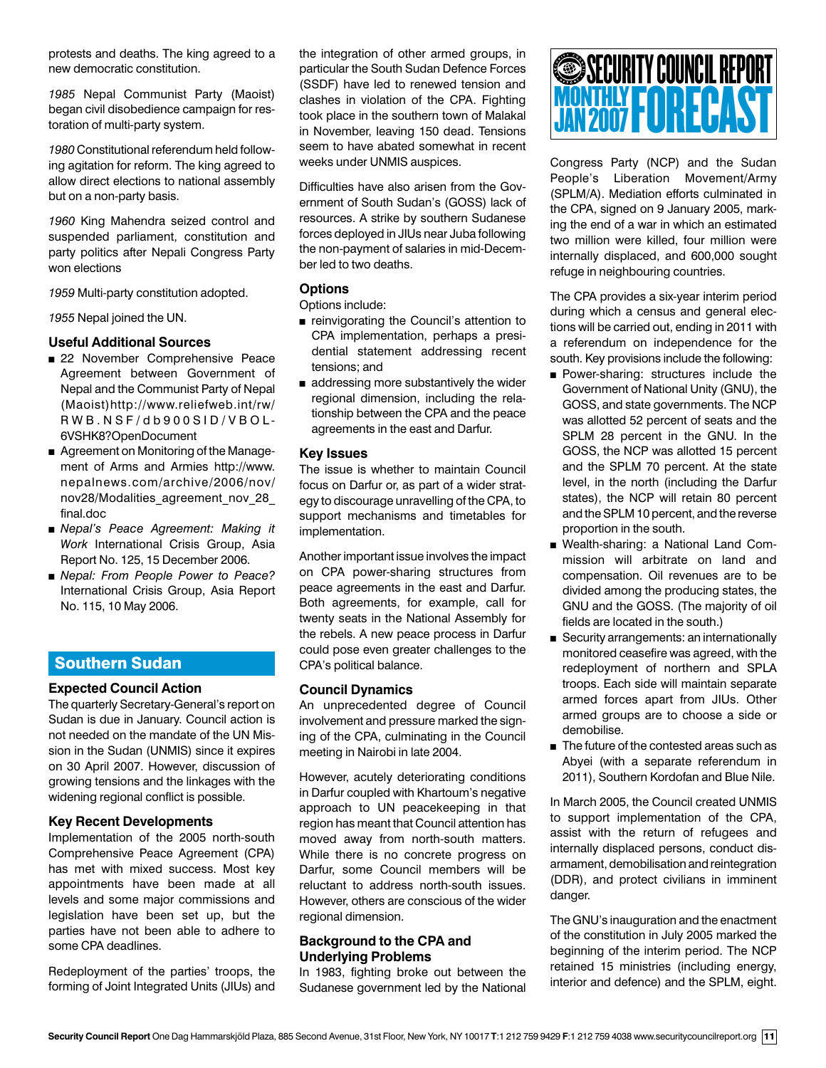protests and deaths. The king agreed to a new democratic constitution.

*1985* Nepal Communist Party (Maoist) began civil disobedience campaign for restoration of multi-party system.

*1980* Constitutional referendum held following agitation for reform. The king agreed to allow direct elections to national assembly but on a non-party basis.

*1960* King Mahendra seized control and suspended parliament, constitution and party politics after Nepali Congress Party won elections

*1959* Multi-party constitution adopted.

*1955* Nepal joined the UN.

### Useful Additional Sources

- 22 November Comprehensive Peace Agreement between Government of Nepal and the Communist Party of Nepal (Maoist) http://www.reliefweb.int/rw/RWB.NSF/db900SID/VBOL-6VSHK8?OpenDocument
- Agreement on Monitoring of the Management of Arms and Armies http://www.nepalnews.com/archive/2006/nov/nov28/Modalities_agreement_nov_28_final.doc
- *Nepal's Peace Agreement: Making it Work* International Crisis Group, Asia Report No. 125, 15 December 2006.
- *Nepal: From People Power to Peace?* International Crisis Group, Asia Report No. 115, 10 May 2006.

## Southern Sudan

### Expected Council Action

The quarterly Secretary-General's report on Sudan is due in January. Council action is not needed on the mandate of the UN Mission in the Sudan (UNMIS) since it expires on 30 April 2007. However, discussion of growing tensions and the linkages with the widening regional conflict is possible.

### Key Recent Developments

Implementation of the 2005 north-south Comprehensive Peace Agreement (CPA) has met with mixed success. Most key appointments have been made at all levels and some major commissions and legislation have been set up, but the parties have not been able to adhere to some CPA deadlines.

Redeployment of the parties' troops, the forming of Joint Integrated Units (JIUs) and the integration of other armed groups, in particular the South Sudan Defence Forces (SSDF) have led to renewed tension and clashes in violation of the CPA. Fighting took place in the southern town of Malakal in November, leaving 150 dead. Tensions seem to have abated somewhat in recent weeks under UNMIS auspices.

Difficulties have also arisen from the Government of South Sudan's (GOSS) lack of resources. A strike by southern Sudanese forces deployed in JIUs near Juba following the non-payment of salaries in mid-December led to two deaths.

### Options

Options include:

- reinvigorating the Council's attention to CPA implementation, perhaps a presidential statement addressing recent tensions; and
- addressing more substantively the wider regional dimension, including the relationship between the CPA and the peace agreements in the east and Darfur.

### Key Issues

The issue is whether to maintain Council focus on Darfur or, as part of a wider strategy to discourage unravelling of the CPA, to support mechanisms and timetables for implementation.

Another important issue involves the impact on CPA power-sharing structures from peace agreements in the east and Darfur. Both agreements, for example, call for twenty seats in the National Assembly for the rebels. A new peace process in Darfur could pose even greater challenges to the CPA's political balance.

### Council Dynamics

An unprecedented degree of Council involvement and pressure marked the signing of the CPA, culminating in the Council meeting in Nairobi in late 2004.

However, acutely deteriorating conditions in Darfur coupled with Khartoum's negative approach to UN peacekeeping in that region has meant that Council attention has moved away from north-south matters. While there is no concrete progress on Darfur, some Council members will be reluctant to address north-south issues. However, others are conscious of the wider regional dimension.

### Background to the CPA and Underlying Problems

In 1983, fighting broke out between the Sudanese government led by the National Congress Party (NCP) and the Sudan People's Liberation Movement/Army (SPLM/A). Mediation efforts culminated in the CPA, signed on 9 January 2005, marking the end of a war in which an estimated two million were killed, four million were internally displaced, and 600,000 sought refuge in neighbouring countries.

The CPA provides a six-year interim period during which a census and general elections will be carried out, ending in 2011 with a referendum on independence for the south. Key provisions include the following:

- Power-sharing: structures include the Government of National Unity (GNU), the GOSS, and state governments. The NCP was allotted 52 percent of seats and the SPLM 28 percent in the GNU. In the GOSS, the NCP was allotted 15 percent and the SPLM 70 percent. At the state level, in the north (including the Darfur states), the NCP will retain 80 percent and the SPLM 10 percent, and the reverse proportion in the south.
- Wealth-sharing: a National Land Commission will arbitrate on land and compensation. Oil revenues are to be divided among the producing states, the GNU and the GOSS. (The majority of oil fields are located in the south.)
- Security arrangements: an internationally monitored ceasefire was agreed, with the redeployment of northern and SPLA troops. Each side will maintain separate armed forces apart from JIUs. Other armed groups are to choose a side or demobilise.
- The future of the contested areas such as Abyei (with a separate referendum in 2011), Southern Kordofan and Blue Nile.

In March 2005, the Council created UNMIS to support implementation of the CPA, assist with the return of refugees and internally displaced persons, conduct disarmament, demobilisation and reintegration (DDR), and protect civilians in imminent danger.

The GNU's inauguration and the enactment of the constitution in July 2005 marked the beginning of the interim period. The NCP retained 15 ministries (including energy, interior and defence) and the SPLM, eight.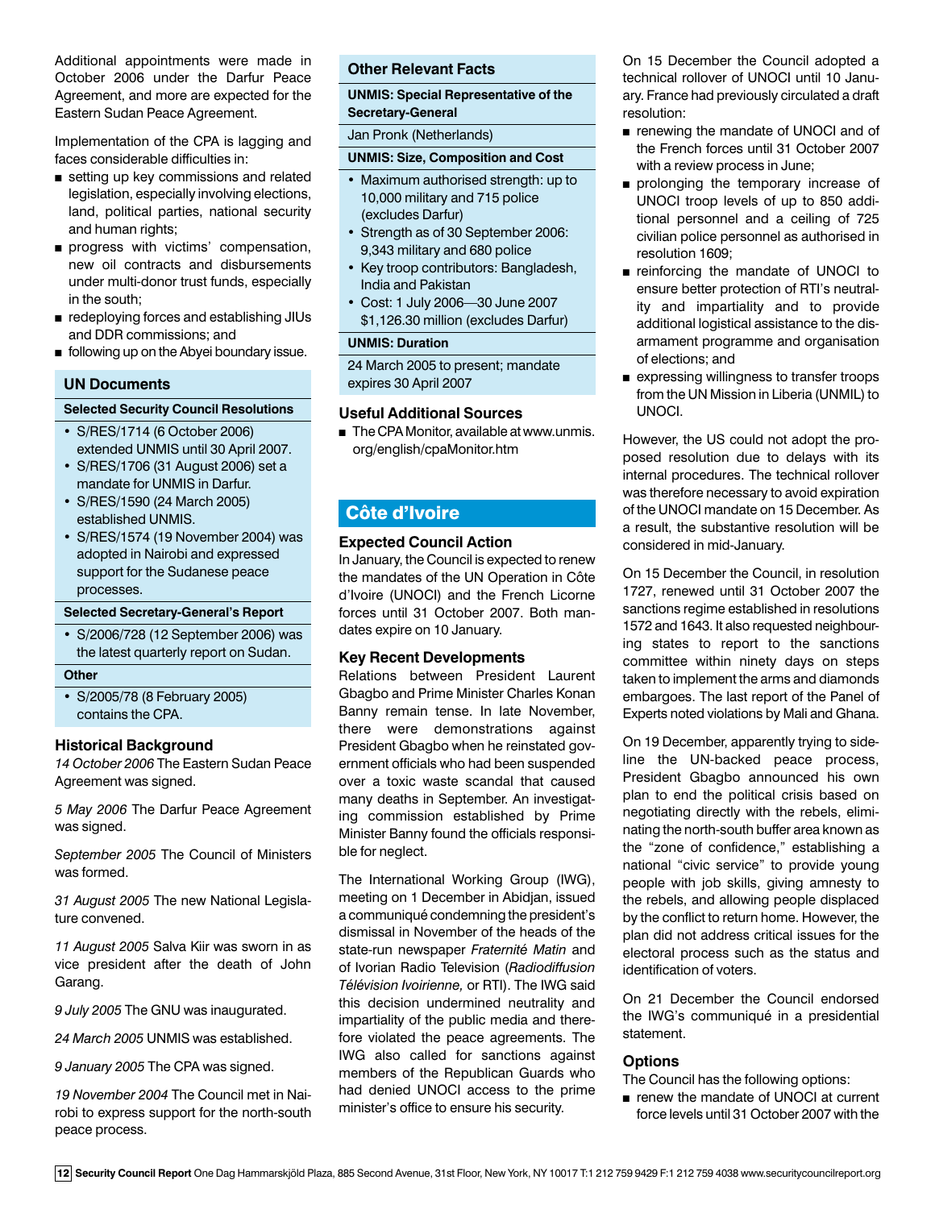Additional appointments were made in October 2006 under the Darfur Peace Agreement, and more are expected for the Eastern Sudan Peace Agreement.

Implementation of the CPA is lagging and faces considerable difficulties in:

- setting up key commissions and related legislation, especially involving elections, land, political parties, national security and human rights;
- progress with victims' compensation, new oil contracts and disbursements under multi-donor trust funds, especially in the south;
- redeploying forces and establishing JIUs and DDR commissions; and
- following up on the Abyei boundary issue.

## UN Documents

### Selected Security Council Resolutions

- S/RES/1714 (6 October 2006) extended UNMIS until 30 April 2007.
- S/RES/1706 (31 August 2006) set a mandate for UNMIS in Darfur.
- S/RES/1590 (24 March 2005) established UNMIS.
- S/RES/1574 (19 November 2004) was adopted in Nairobi and expressed support for the Sudanese peace processes.

### Selected Secretary-General's Report

- S/2006/728 (12 September 2006) was the latest quarterly report on Sudan.

### Other

- S/2005/78 (8 February 2005) contains the CPA.

## Historical Background

*14 October 2006* The Eastern Sudan Peace Agreement was signed.

*5 May 2006* The Darfur Peace Agreement was signed.

*September 2005* The Council of Ministers was formed.

*31 August 2005* The new National Legislature convened.

*11 August 2005* Salva Kiir was sworn in as vice president after the death of John Garang.

*9 July 2005* The GNU was inaugurated.

*24 March 2005* UNMIS was established.

*9 January 2005* The CPA was signed.

*19 November 2004* The Council met in Nairobi to express support for the north-south peace process.

## Other Relevant Facts

### UNMIS: Special Representative of the Secretary-General

Jan Pronk (Netherlands)

### UNMIS: Size, Composition and Cost

- Maximum authorised strength: up to 10,000 military and 715 police (excludes Darfur)
- Strength as of 30 September 2006: 9,343 military and 680 police
- Key troop contributors: Bangladesh, India and Pakistan
- Cost: 1 July 2006—30 June 2007 $1,126.30 million (excludes Darfur)

### UNMIS: Duration

24 March 2005 to present; mandate expires 30 April 2007

## Useful Additional Sources

- The CPA Monitor, available at www.unmis.org/english/cpaMonitor.htm

# Côte d'Ivoire

## Expected Council Action

In January, the Council is expected to renew the mandates of the UN Operation in Côte d'Ivoire (UNOCI) and the French Licorne forces until 31 October 2007. Both mandates expire on 10 January.

## Key Recent Developments

Relations between President Laurent Gbagbo and Prime Minister Charles Konan Banny remain tense. In late November, there were demonstrations against President Gbagbo when he reinstated government officials who had been suspended over a toxic waste scandal that caused many deaths in September. An investigating commission established by Prime Minister Banny found the officials responsible for neglect.

The International Working Group (IWG), meeting on 1 December in Abidjan, issued a communiqué condemning the president's dismissal in November of the heads of the state-run newspaper *Fraternité Matin* and of Ivorian Radio Television (*Radiodiffusion Télévision Ivoirienne,* or RTI). The IWG said this decision undermined neutrality and impartiality of the public media and therefore violated the peace agreements. The IWG also called for sanctions against members of the Republican Guards who had denied UNOCI access to the prime minister's office to ensure his security.

On 15 December the Council adopted a technical rollover of UNOCI until 10 January. France had previously circulated a draft resolution:

- renewing the mandate of UNOCI and of the French forces until 31 October 2007 with a review process in June;
- prolonging the temporary increase of UNOCI troop levels of up to 850 additional personnel and a ceiling of 725 civilian police personnel as authorised in resolution 1609;
- reinforcing the mandate of UNOCI to ensure better protection of RTI's neutrality and impartiality and to provide additional logistical assistance to the disarmament programme and organisation of elections; and
- expressing willingness to transfer troops from the UN Mission in Liberia (UNMIL) to UNOCI.

However, the US could not adopt the proposed resolution due to delays with its internal procedures. The technical rollover was therefore necessary to avoid expiration of the UNOCI mandate on 15 December. As a result, the substantive resolution will be considered in mid-January.

On 15 December the Council, in resolution 1727, renewed until 31 October 2007 the sanctions regime established in resolutions 1572 and 1643. It also requested neighbouring states to report to the sanctions committee within ninety days on steps taken to implement the arms and diamonds embargoes. The last report of the Panel of Experts noted violations by Mali and Ghana.

On 19 December, apparently trying to sideline the UN-backed peace process, President Gbagbo announced his own plan to end the political crisis based on negotiating directly with the rebels, eliminating the north-south buffer area known as the "zone of confidence," establishing a national "civic service" to provide young people with job skills, giving amnesty to the rebels, and allowing people displaced by the conflict to return home. However, the plan did not address critical issues for the electoral process such as the status and identification of voters.

On 21 December the Council endorsed the IWG's communiqué in a presidential statement.

## Options

The Council has the following options:

- renew the mandate of UNOCI at current force levels until 31 October 2007 with the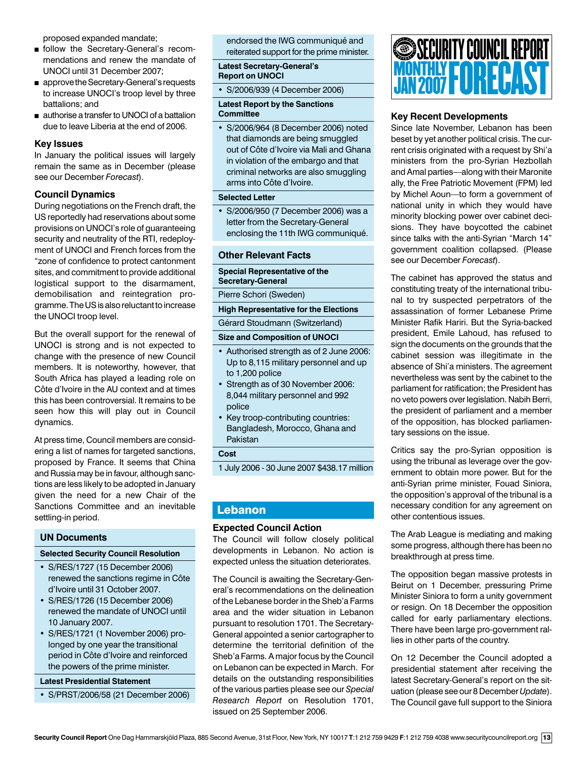proposed expanded mandate;

- follow the Secretary-General's recommendations and renew the mandate of UNOCI until 31 December 2007;
- approve the Secretary-General's requests to increase UNOCI's troop level by three battalions; and
- authorise a transfer to UNOCI of a battalion due to leave Liberia at the end of 2006.

### Key Issues

In January the political issues will largely remain the same as in December (please see our December *Forecast*).

### Council Dynamics

During negotiations on the French draft, the US reportedly had reservations about some provisions on UNOCI's role of guaranteeing security and neutrality of the RTI, redeployment of UNOCI and French forces from the "zone of confidence to protect cantonment sites, and commitment to provide additional logistical support to the disarmament, demobilisation and reintegration programme. The US is also reluctant to increase the UNOCI troop level.

But the overall support for the renewal of UNOCI is strong and is not expected to change with the presence of new Council members. It is noteworthy, however, that South Africa has played a leading role on Côte d'Ivoire in the AU context and at times this has been controversial. It remains to be seen how this will play out in Council dynamics.

At press time, Council members are considering a list of names for targeted sanctions, proposed by France. It seems that China and Russia may be in favour, although sanctions are less likely to be adopted in January given the need for a new Chair of the Sanctions Committee and an inevitable settling-in period.

### UN Documents

**Selected Security Council Resolution**

- S/RES/1727 (15 December 2006) renewed the sanctions regime in Côte d'Ivoire until 31 October 2007.
- S/RES/1726 (15 December 2006) renewed the mandate of UNOCI until 10 January 2007.
- S/RES/1721 (1 November 2006) prolonged by one year the transitional period in Côte d'Ivoire and reinforced the powers of the prime minister.

**Latest Presidential Statement**

- S/PRST/2006/58 (21 December 2006) endorsed the IWG communiqué and reiterated support for the prime minister.

**Latest Secretary-General's Report on UNOCI**

- S/2006/939 (4 December 2006)

**Latest Report by the Sanctions Committee**

- S/2006/964 (8 December 2006) noted that diamonds are being smuggled out of Côte d'Ivoire via Mali and Ghana in violation of the embargo and that criminal networks are also smuggling arms into Côte d'Ivoire.

**Selected Letter**

- S/2006/950 (7 December 2006) was a letter from the Secretary-General enclosing the 11th IWG communiqué.

### Other Relevant Facts

**Special Representative of the Secretary-General**

Pierre Schori (Sweden)

**High Representative for the Elections**

Gérard Stoudmann (Switzerland)

**Size and Composition of UNOCI**

- Authorised strength as of 2 June 2006: Up to 8,115 military personnel and up to 1,200 police
- Strength as of 30 November 2006: 8,044 military personnel and 992 police
- Key troop-contributing countries: Bangladesh, Morocco, Ghana and Pakistan

**Cost**

1 July 2006 - 30 June 2007 $438.17 million

## Lebanon

### Expected Council Action

The Council will follow closely political developments in Lebanon. No action is expected unless the situation deteriorates.

The Council is awaiting the Secretary-General's recommendations on the delineation of the Lebanese border in the Sheb'a Farms area and the wider situation in Lebanon pursuant to resolution 1701. The Secretary-General appointed a senior cartographer to determine the territorial definition of the Sheb'a Farms. A major focus by the Council on Lebanon can be expected in March. For details on the outstanding responsibilities of the various parties please see our *Special Research Report* on Resolution 1701, issued on 25 September 2006.

### Key Recent Developments

Since late November, Lebanon has been beset by yet another political crisis. The current crisis originated with a request by Shi'a ministers from the pro-Syrian Hezbollah and Amal parties—along with their Maronite ally, the Free Patriotic Movement (FPM) led by Michel Aoun—to form a government of national unity in which they would have minority blocking power over cabinet decisions. They have boycotted the cabinet since talks with the anti-Syrian "March 14" government coalition collapsed. (Please see our December *Forecast*).

The cabinet has approved the status and constituting treaty of the international tribunal to try suspected perpetrators of the assassination of former Lebanese Prime Minister Rafik Hariri. But the Syria-backed president, Emile Lahoud, has refused to sign the documents on the grounds that the cabinet session was illegitimate in the absence of Shi'a ministers. The agreement nevertheless was sent by the cabinet to the parliament for ratification; the President has no veto powers over legislation. Nabih Berri, the president of parliament and a member of the opposition, has blocked parliamentary sessions on the issue.

Critics say the pro-Syrian opposition is using the tribunal as leverage over the government to obtain more power. But for the anti-Syrian prime minister, Fouad Siniora, the opposition's approval of the tribunal is a necessary condition for any agreement on other contentious issues.

The Arab League is mediating and making some progress, although there has been no breakthrough at press time.

The opposition began massive protests in Beirut on 1 December, pressuring Prime Minister Siniora to form a unity government or resign. On 18 December the opposition called for early parliamentary elections. There have been large pro-government rallies in other parts of the country.

On 12 December the Council adopted a presidential statement after receiving the latest Secretary-General's report on the situation (please see our 8 December *Update*). The Council gave full support to the Siniora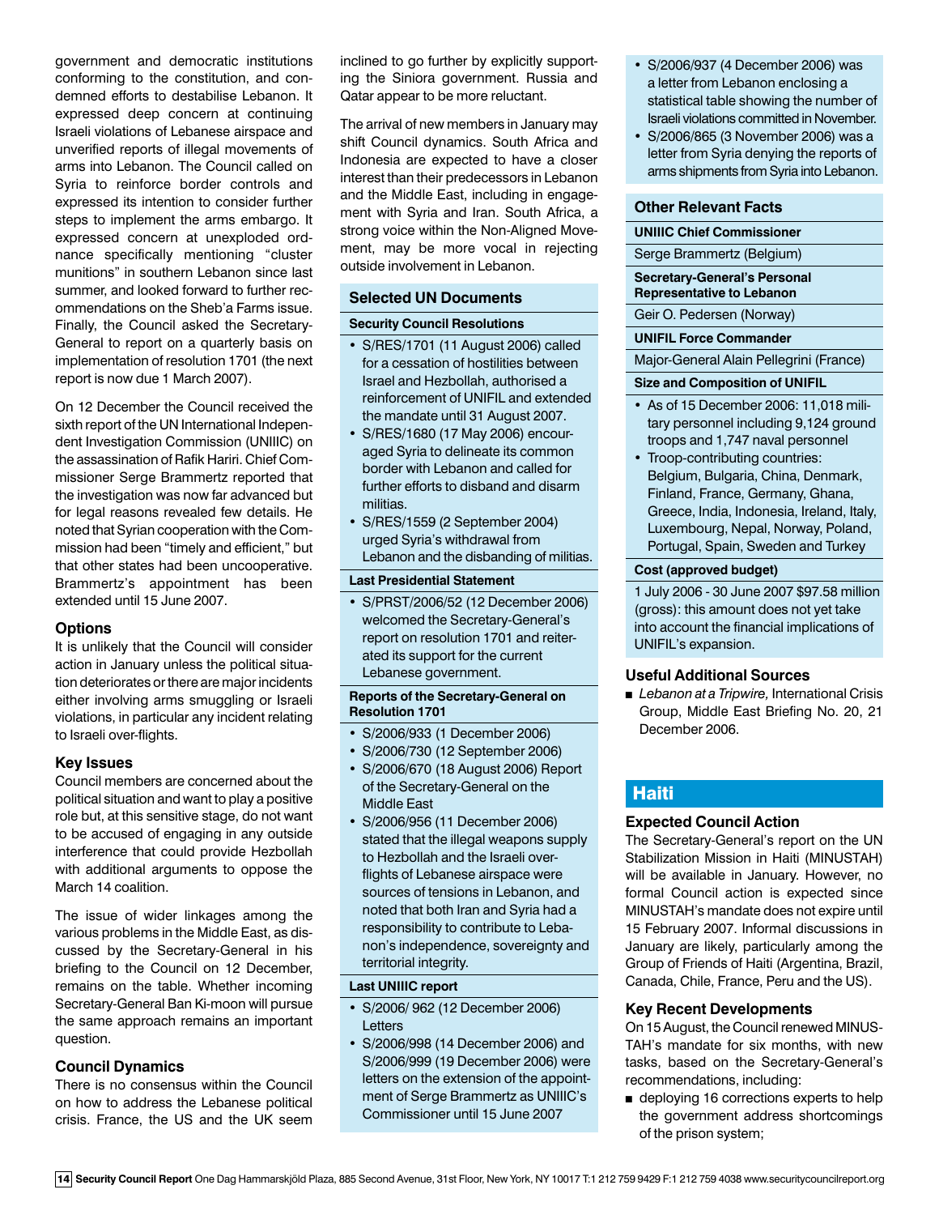government and democratic institutions conforming to the constitution, and condemned efforts to destabilise Lebanon. It expressed deep concern at continuing Israeli violations of Lebanese airspace and unverified reports of illegal movements of arms into Lebanon. The Council called on Syria to reinforce border controls and expressed its intention to consider further steps to implement the arms embargo. It expressed concern at unexploded ordnance specifically mentioning "cluster munitions" in southern Lebanon since last summer, and looked forward to further recommendations on the Sheb'a Farms issue. Finally, the Council asked the Secretary-General to report on a quarterly basis on implementation of resolution 1701 (the next report is now due 1 March 2007).

On 12 December the Council received the sixth report of the UN International Independent Investigation Commission (UNIIIC) on the assassination of Rafik Hariri. Chief Commissioner Serge Brammertz reported that the investigation was now far advanced but for legal reasons revealed few details. He noted that Syrian cooperation with the Commission had been "timely and efficient," but that other states had been uncooperative. Brammertz's appointment has been extended until 15 June 2007.

### Options

It is unlikely that the Council will consider action in January unless the political situation deteriorates or there are major incidents either involving arms smuggling or Israeli violations, in particular any incident relating to Israeli over-flights.

### Key Issues

Council members are concerned about the political situation and want to play a positive role but, at this sensitive stage, do not want to be accused of engaging in any outside interference that could provide Hezbollah with additional arguments to oppose the March 14 coalition.

The issue of wider linkages among the various problems in the Middle East, as discussed by the Secretary-General in his briefing to the Council on 12 December, remains on the table. Whether incoming Secretary-General Ban Ki-moon will pursue the same approach remains an important question.

### Council Dynamics

There is no consensus within the Council on how to address the Lebanese political crisis. France, the US and the UK seem inclined to go further by explicitly supporting the Siniora government. Russia and Qatar appear to be more reluctant.

The arrival of new members in January may shift Council dynamics. South Africa and Indonesia are expected to have a closer interest than their predecessors in Lebanon and the Middle East, including in engagement with Syria and Iran. South Africa, a strong voice within the Non-Aligned Movement, may be more vocal in rejecting outside involvement in Lebanon.

### Selected UN Documents

**Security Council Resolutions**

- S/RES/1701 (11 August 2006) called for a cessation of hostilities between Israel and Hezbollah, authorised a reinforcement of UNIFIL and extended the mandate until 31 August 2007.
- S/RES/1680 (17 May 2006) encouraged Syria to delineate its common border with Lebanon and called for further efforts to disband and disarm militias.
- S/RES/1559 (2 September 2004) urged Syria's withdrawal from Lebanon and the disbanding of militias.

**Last Presidential Statement**

- S/PRST/2006/52 (12 December 2006) welcomed the Secretary-General's report on resolution 1701 and reiterated its support for the current Lebanese government.

**Reports of the Secretary-General on Resolution 1701**

- S/2006/933 (1 December 2006)
- S/2006/730 (12 September 2006)
- S/2006/670 (18 August 2006) Report of the Secretary-General on the Middle East
- S/2006/956 (11 December 2006) stated that the illegal weapons supply to Hezbollah and the Israeli over-flights of Lebanese airspace were sources of tensions in Lebanon, and noted that both Iran and Syria had a responsibility to contribute to Lebanon's independence, sovereignty and territorial integrity.

**Last UNIIIC report**

- S/2006/ 962 (12 December 2006)

Letters

- S/2006/998 (14 December 2006) and S/2006/999 (19 December 2006) were letters on the extension of the appointment of Serge Brammertz as UNIIIC's Commissioner until 15 June 2007
- S/2006/937 (4 December 2006) was a letter from Lebanon enclosing a statistical table showing the number of Israeli violations committed in November.
- S/2006/865 (3 November 2006) was a letter from Syria denying the reports of arms shipments from Syria into Lebanon.

### Other Relevant Facts

**UNIIIC Chief Commissioner**

Serge Brammertz (Belgium)

**Secretary-General's Personal Representative to Lebanon**

Geir O. Pedersen (Norway)

**UNIFIL Force Commander**

Major-General Alain Pellegrini (France)

**Size and Composition of UNIFIL**

- As of 15 December 2006: 11,018 military personnel including 9,124 ground troops and 1,747 naval personnel
- Troop-contributing countries: Belgium, Bulgaria, China, Denmark, Finland, France, Germany, Ghana, Greece, India, Indonesia, Ireland, Italy, Luxembourg, Nepal, Norway, Poland, Portugal, Spain, Sweden and Turkey

**Cost (approved budget)**

1 July 2006 - 30 June 2007 $97.58 million (gross): this amount does not yet take into account the financial implications of UNIFIL's expansion.

### Useful Additional Sources

- *Lebanon at a Tripwire,* International Crisis Group, Middle East Briefing No. 20, 21 December 2006.

## Haiti

### Expected Council Action

The Secretary-General's report on the UN Stabilization Mission in Haiti (MINUSTAH) will be available in January. However, no formal Council action is expected since MINUSTAH's mandate does not expire until 15 February 2007. Informal discussions in January are likely, particularly among the Group of Friends of Haiti (Argentina, Brazil, Canada, Chile, France, Peru and the US).

### Key Recent Developments

On 15 August, the Council renewed MINUSTAH's mandate for six months, with new tasks, based on the Secretary-General's recommendations, including:

- deploying 16 corrections experts to help the government address shortcomings of the prison system;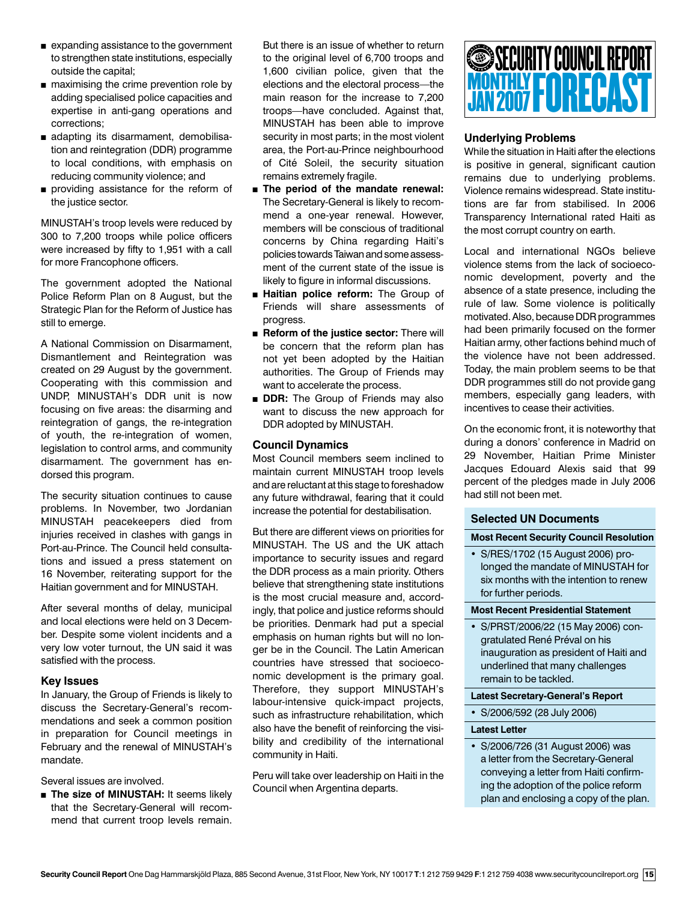- expanding assistance to the government to strengthen state institutions, especially outside the capital;
- maximising the crime prevention role by adding specialised police capacities and expertise in anti-gang operations and corrections;
- adapting its disarmament, demobilisation and reintegration (DDR) programme to local conditions, with emphasis on reducing community violence; and
- providing assistance for the reform of the justice sector.

MINUSTAH's troop levels were reduced by 300 to 7,200 troops while police officers were increased by fifty to 1,951 with a call for more Francophone officers.

The government adopted the National Police Reform Plan on 8 August, but the Strategic Plan for the Reform of Justice has still to emerge.

A National Commission on Disarmament, Dismantlement and Reintegration was created on 29 August by the government. Cooperating with this commission and UNDP, MINUSTAH's DDR unit is now focusing on five areas: the disarming and reintegration of gangs, the re-integration of youth, the re-integration of women, legislation to control arms, and community disarmament. The government has endorsed this program.

The security situation continues to cause problems. In November, two Jordanian MINUSTAH peacekeepers died from injuries received in clashes with gangs in Port-au-Prince. The Council held consultations and issued a press statement on 16 November, reiterating support for the Haitian government and for MINUSTAH.

After several months of delay, municipal and local elections were held on 3 December. Despite some violent incidents and a very low voter turnout, the UN said it was satisfied with the process.

### Key Issues

In January, the Group of Friends is likely to discuss the Secretary-General's recommendations and seek a common position in preparation for Council meetings in February and the renewal of MINUSTAH's mandate.

Several issues are involved.

- **The size of MINUSTAH:** It seems likely that the Secretary-General will recommend that current troop levels remain. But there is an issue of whether to return to the original level of 6,700 troops and 1,600 civilian police, given that the elections and the electoral process—the main reason for the increase to 7,200 troops—have concluded. Against that, MINUSTAH has been able to improve security in most parts; in the most violent area, the Port-au-Prince neighbourhood of Cité Soleil, the security situation remains extremely fragile.
- **The period of the mandate renewal:** The Secretary-General is likely to recommend a one-year renewal. However, members will be conscious of traditional concerns by China regarding Haiti's policies towards Taiwan and some assessment of the current state of the issue is likely to figure in informal discussions.
- **Haitian police reform:** The Group of Friends will share assessments of progress.
- **Reform of the justice sector:** There will be concern that the reform plan has not yet been adopted by the Haitian authorities. The Group of Friends may want to accelerate the process.
- **DDR:** The Group of Friends may also want to discuss the new approach for DDR adopted by MINUSTAH.

### Council Dynamics

Most Council members seem inclined to maintain current MINUSTAH troop levels and are reluctant at this stage to foreshadow any future withdrawal, fearing that it could increase the potential for destabilisation.

But there are different views on priorities for MINUSTAH. The US and the UK attach importance to security issues and regard the DDR process as a main priority. Others believe that strengthening state institutions is the most crucial measure and, accordingly, that police and justice reforms should be priorities. Denmark had put a special emphasis on human rights but will no longer be in the Council. The Latin American countries have stressed that socioeconomic development is the primary goal. Therefore, they support MINUSTAH's labour-intensive quick-impact projects, such as infrastructure rehabilitation, which also have the benefit of reinforcing the visibility and credibility of the international community in Haiti.

Peru will take over leadership on Haiti in the Council when Argentina departs.

### Underlying Problems

While the situation in Haiti after the elections is positive in general, significant caution remains due to underlying problems. Violence remains widespread. State institutions are far from stabilised. In 2006 Transparency International rated Haiti as the most corrupt country on earth.

Local and international NGOs believe violence stems from the lack of socioeconomic development, poverty and the absence of a state presence, including the rule of law. Some violence is politically motivated. Also, because DDR programmes had been primarily focused on the former Haitian army, other factions behind much of the violence have not been addressed. Today, the main problem seems to be that DDR programmes still do not provide gang members, especially gang leaders, with incentives to cease their activities.

On the economic front, it is noteworthy that during a donors' conference in Madrid on 29 November, Haitian Prime Minister Jacques Edouard Alexis said that 99 percent of the pledges made in July 2006 had still not been met.

### Selected UN Documents

**Most Recent Security Council Resolution**

- S/RES/1702 (15 August 2006) prolonged the mandate of MINUSTAH for six months with the intention to renew for further periods.

**Most Recent Presidential Statement**

- S/PRST/2006/22 (15 May 2006) congratulated René Préval on his inauguration as president of Haiti and underlined that many challenges remain to be tackled.

**Latest Secretary-General's Report**

- S/2006/592 (28 July 2006)

**Latest Letter**

- S/2006/726 (31 August 2006) was a letter from the Secretary-General conveying a letter from Haiti confirming the adoption of the police reform plan and enclosing a copy of the plan.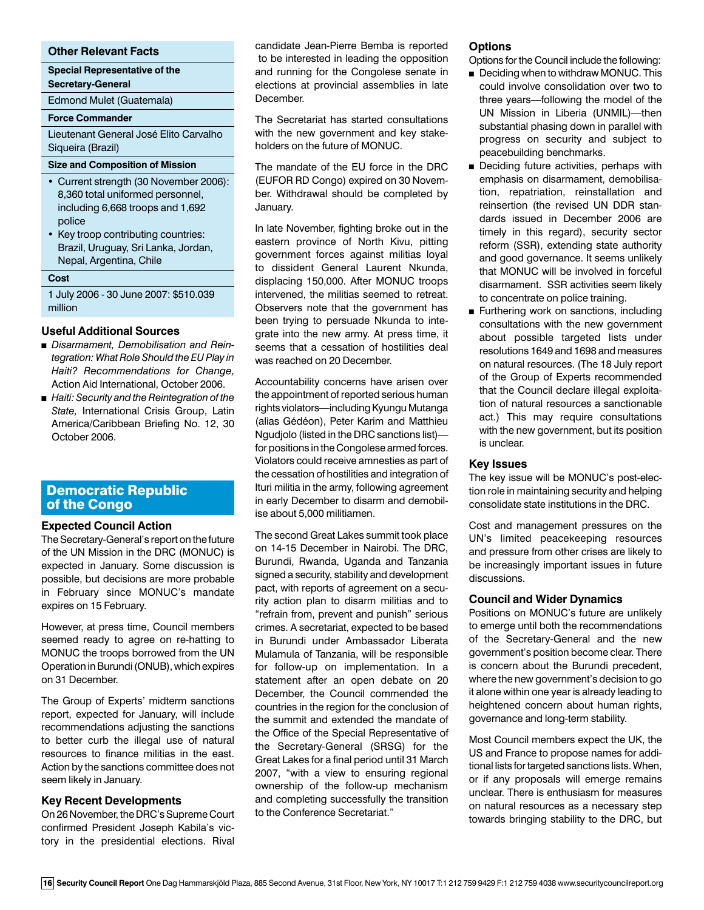### Other Relevant Facts

**Special Representative of the Secretary-General**

Edmond Mulet (Guatemala)

**Force Commander**

Lieutenant General José Elito Carvalho Siqueira (Brazil)

**Size and Composition of Mission**

- Current strength (30 November 2006): 8,360 total uniformed personnel, including 6,668 troops and 1,692 police
- Key troop contributing countries: Brazil, Uruguay, Sri Lanka, Jordan, Nepal, Argentina, Chile

**Cost**

1 July 2006 - 30 June 2007: $510.039 million

### Useful Additional Sources

- *Disarmament, Demobilisation and Reintegration: What Role Should the EU Play in Haiti? Recommendations for Change,* Action Aid International, October 2006.
- *Haiti: Security and the Reintegration of the State,* International Crisis Group, Latin America/Caribbean Briefing No. 12, 30 October 2006.

## Democratic Republic of the Congo

### Expected Council Action

The Secretary-General's report on the future of the UN Mission in the DRC (MONUC) is expected in January. Some discussion is possible, but decisions are more probable in February since MONUC's mandate expires on 15 February.

However, at press time, Council members seemed ready to agree on re-hatting to MONUC the troops borrowed from the UN Operation in Burundi (ONUB), which expires on 31 December.

The Group of Experts' midterm sanctions report, expected for January, will include recommendations adjusting the sanctions to better curb the illegal use of natural resources to finance militias in the east. Action by the sanctions committee does not seem likely in January.

### Key Recent Developments

On 26 November, the DRC's Supreme Court confirmed President Joseph Kabila's victory in the presidential elections. Rival candidate Jean-Pierre Bemba is reported to be interested in leading the opposition and running for the Congolese senate in elections at provincial assemblies in late December.

The Secretariat has started consultations with the new government and key stakeholders on the future of MONUC.

The mandate of the EU force in the DRC (EUFOR RD Congo) expired on 30 November. Withdrawal should be completed by January.

In late November, fighting broke out in the eastern province of North Kivu, pitting government forces against militias loyal to dissident General Laurent Nkunda, displacing 150,000. After MONUC troops intervened, the militias seemed to retreat. Observers note that the government has been trying to persuade Nkunda to integrate into the new army. At press time, it seems that a cessation of hostilities deal was reached on 20 December.

Accountability concerns have arisen over the appointment of reported serious human rights violators—including Kyungu Mutanga (alias Gédéon), Peter Karim and Matthieu Ngudjolo (listed in the DRC sanctions list)—for positions in the Congolese armed forces. Violators could receive amnesties as part of the cessation of hostilities and integration of Ituri militia in the army, following agreement in early December to disarm and demobilise about 5,000 militiamen.

The second Great Lakes summit took place on 14-15 December in Nairobi. The DRC, Burundi, Rwanda, Uganda and Tanzania signed a security, stability and development pact, with reports of agreement on a security action plan to disarm militias and to "refrain from, prevent and punish" serious crimes. A secretariat, expected to be based in Burundi under Ambassador Liberata Mulamula of Tanzania, will be responsible for follow-up on implementation. In a statement after an open debate on 20 December, the Council commended the countries in the region for the conclusion of the summit and extended the mandate of the Office of the Special Representative of the Secretary-General (SRSG) for the Great Lakes for a final period until 31 March 2007, "with a view to ensuring regional ownership of the follow-up mechanism and completing successfully the transition to the Conference Secretariat."

### Options

Options for the Council include the following:

- Deciding when to withdraw MONUC. This could involve consolidation over two to three years—following the model of the UN Mission in Liberia (UNMIL)—then substantial phasing down in parallel with progress on security and subject to peacebuilding benchmarks.
- Deciding future activities, perhaps with emphasis on disarmament, demobilisation, repatriation, reinstallation and reinsertion (the revised UN DDR standards issued in December 2006 are timely in this regard), security sector reform (SSR), extending state authority and good governance. It seems unlikely that MONUC will be involved in forceful disarmament. SSR activities seem likely to concentrate on police training.
- Furthering work on sanctions, including consultations with the new government about possible targeted lists under resolutions 1649 and 1698 and measures on natural resources. (The 18 July report of the Group of Experts recommended that the Council declare illegal exploitation of natural resources a sanctionable act.) This may require consultations with the new government, but its position is unclear.

### Key Issues

The key issue will be MONUC's post-election role in maintaining security and helping consolidate state institutions in the DRC.

Cost and management pressures on the UN's limited peacekeeping resources and pressure from other crises are likely to be increasingly important issues in future discussions.

### Council and Wider Dynamics

Positions on MONUC's future are unlikely to emerge until both the recommendations of the Secretary-General and the new government's position become clear. There is concern about the Burundi precedent, where the new government's decision to go it alone within one year is already leading to heightened concern about human rights, governance and long-term stability.

Most Council members expect the UK, the US and France to propose names for additional lists for targeted sanctions lists. When, or if any proposals will emerge remains unclear. There is enthusiasm for measures on natural resources as a necessary step towards bringing stability to the DRC, but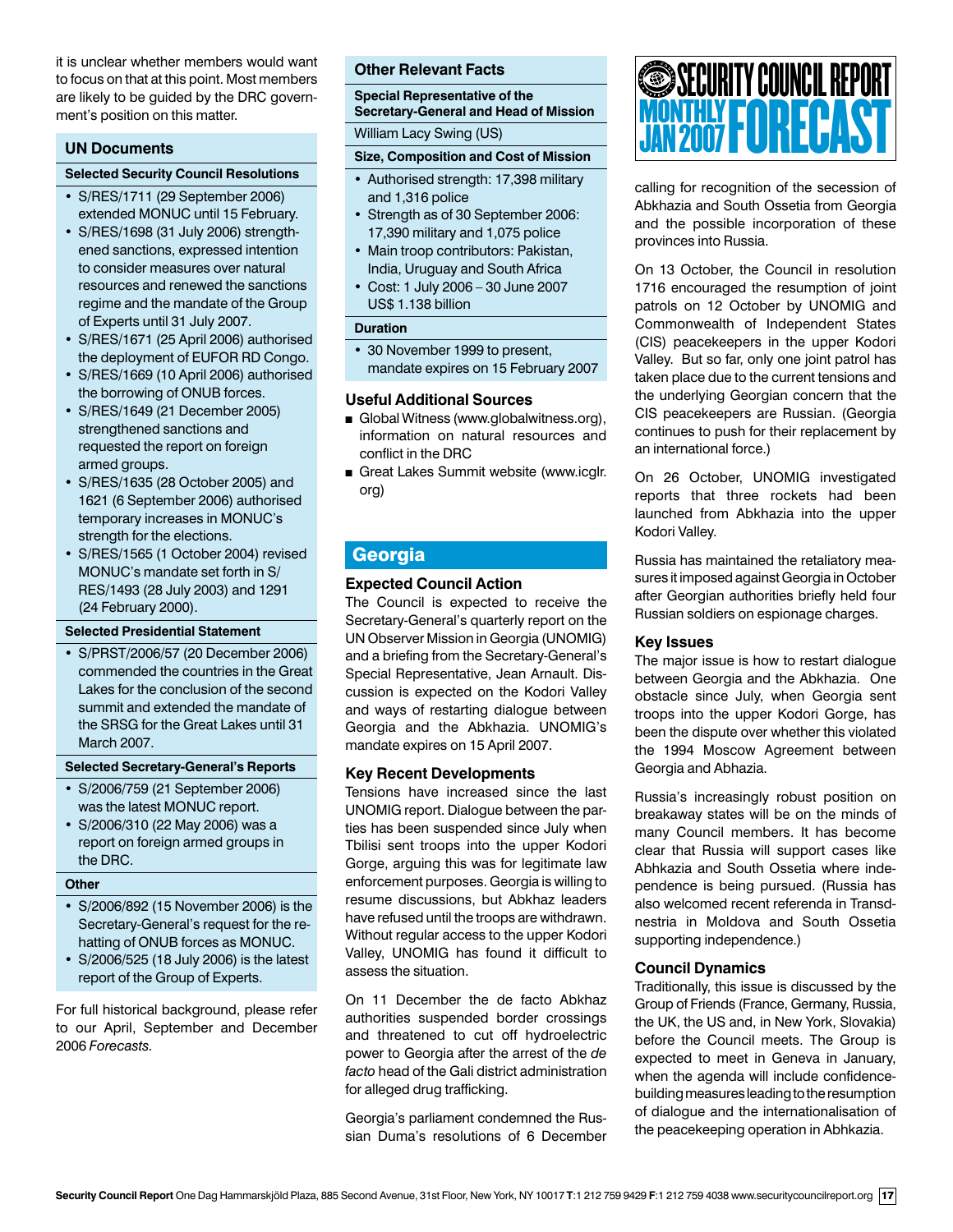it is unclear whether members would want to focus on that at this point. Most members are likely to be guided by the DRC government's position on this matter.

## UN Documents

### Selected Security Council Resolutions

- S/RES/1711 (29 September 2006) extended MONUC until 15 February.
- S/RES/1698 (31 July 2006) strengthened sanctions, expressed intention to consider measures over natural resources and renewed the sanctions regime and the mandate of the Group of Experts until 31 July 2007.
- S/RES/1671 (25 April 2006) authorised the deployment of EUFOR RD Congo.
- S/RES/1669 (10 April 2006) authorised the borrowing of ONUB forces.
- S/RES/1649 (21 December 2005) strengthened sanctions and requested the report on foreign armed groups.
- S/RES/1635 (28 October 2005) and 1621 (6 September 2006) authorised temporary increases in MONUC's strength for the elections.
- S/RES/1565 (1 October 2004) revised MONUC's mandate set forth in S/RES/1493 (28 July 2003) and 1291 (24 February 2000).

### Selected Presidential Statement

- S/PRST/2006/57 (20 December 2006) commended the countries in the Great Lakes for the conclusion of the second summit and extended the mandate of the SRSG for the Great Lakes until 31 March 2007.

### Selected Secretary-General's Reports

- S/2006/759 (21 September 2006) was the latest MONUC report.
- S/2006/310 (22 May 2006) was a report on foreign armed groups in the DRC.

### Other

- S/2006/892 (15 November 2006) is the Secretary-General's request for the re-hatting of ONUB forces as MONUC.
- S/2006/525 (18 July 2006) is the latest report of the Group of Experts.

For full historical background, please refer to our April, September and December 2006 *Forecasts*.

## Other Relevant Facts

### Special Representative of the Secretary-General and Head of Mission

William Lacy Swing (US)

### Size, Composition and Cost of Mission

- Authorised strength: 17,398 military and 1,316 police
- Strength as of 30 September 2006: 17,390 military and 1,075 police
- Main troop contributors: Pakistan, India, Uruguay and South Africa
- Cost: 1 July 2006 – 30 June 2007 US$ 1.138 billion

### Duration

- 30 November 1999 to present, mandate expires on 15 February 2007

## Useful Additional Sources

- Global Witness (www.globalwitness.org), information on natural resources and conflict in the DRC
- Great Lakes Summit website (www.icglr.org)

# Georgia

## Expected Council Action

The Council is expected to receive the Secretary-General's quarterly report on the UN Observer Mission in Georgia (UNOMIG) and a briefing from the Secretary-General's Special Representative, Jean Arnault. Discussion is expected on the Kodori Valley and ways of restarting dialogue between Georgia and the Abkhazia. UNOMIG's mandate expires on 15 April 2007.

## Key Recent Developments

Tensions have increased since the last UNOMIG report. Dialogue between the parties has been suspended since July when Tbilisi sent troops into the upper Kodori Gorge, arguing this was for legitimate law enforcement purposes. Georgia is willing to resume discussions, but Abkhaz leaders have refused until the troops are withdrawn. Without regular access to the upper Kodori Valley, UNOMIG has found it difficult to assess the situation.

On 11 December the de facto Abkhaz authorities suspended border crossings and threatened to cut off hydroelectric power to Georgia after the arrest of the *de facto* head of the Gali district administration for alleged drug trafficking.

Georgia's parliament condemned the Russian Duma's resolutions of 6 December calling for recognition of the secession of Abkhazia and South Ossetia from Georgia and the possible incorporation of these provinces into Russia.

On 13 October, the Council in resolution 1716 encouraged the resumption of joint patrols on 12 October by UNOMIG and Commonwealth of Independent States (CIS) peacekeepers in the upper Kodori Valley. But so far, only one joint patrol has taken place due to the current tensions and the underlying Georgian concern that the CIS peacekeepers are Russian. (Georgia continues to push for their replacement by an international force.)

On 26 October, UNOMIG investigated reports that three rockets had been launched from Abkhazia into the upper Kodori Valley.

Russia has maintained the retaliatory measures it imposed against Georgia in October after Georgian authorities briefly held four Russian soldiers on espionage charges.

## Key Issues

The major issue is how to restart dialogue between Georgia and the Abkhazia. One obstacle since July, when Georgia sent troops into the upper Kodori Gorge, has been the dispute over whether this violated the 1994 Moscow Agreement between Georgia and Abhazia.

Russia's increasingly robust position on breakaway states will be on the minds of many Council members. It has become clear that Russia will support cases like Abhkazia and South Ossetia where independence is being pursued. (Russia has also welcomed recent referenda in Transdnestria in Moldova and South Ossetia supporting independence.)

## Council Dynamics

Traditionally, this issue is discussed by the Group of Friends (France, Germany, Russia, the UK, the US and, in New York, Slovakia) before the Council meets. The Group is expected to meet in Geneva in January, when the agenda will include confidence-building measures leading to the resumption of dialogue and the internationalisation of the peacekeeping operation in Abkhazia.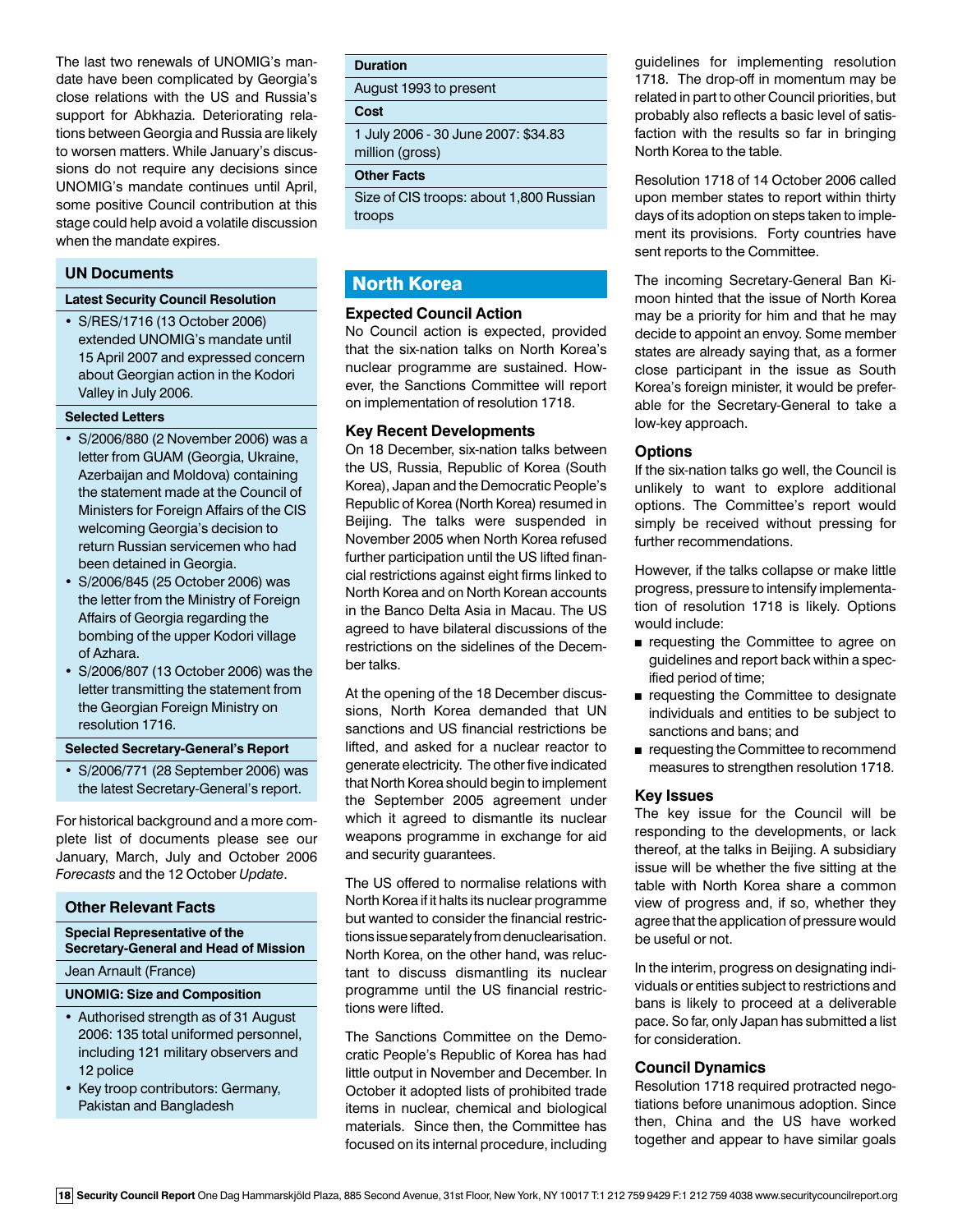The last two renewals of UNOMIG's mandate have been complicated by Georgia's close relations with the US and Russia's support for Abkhazia. Deteriorating relations between Georgia and Russia are likely to worsen matters. While January's discussions do not require any decisions since UNOMIG's mandate continues until April, some positive Council contribution at this stage could help avoid a volatile discussion when the mandate expires.

## UN Documents

### Latest Security Council Resolution

- S/RES/1716 (13 October 2006) extended UNOMIG's mandate until 15 April 2007 and expressed concern about Georgian action in the Kodori Valley in July 2006.

### Selected Letters

- S/2006/880 (2 November 2006) was a letter from GUAM (Georgia, Ukraine, Azerbaijan and Moldova) containing the statement made at the Council of Ministers for Foreign Affairs of the CIS welcoming Georgia's decision to return Russian servicemen who had been detained in Georgia.
- S/2006/845 (25 October 2006) was the letter from the Ministry of Foreign Affairs of Georgia regarding the bombing of the upper Kodori village of Azhara.
- S/2006/807 (13 October 2006) was the letter transmitting the statement from the Georgian Foreign Ministry on resolution 1716.

### Selected Secretary-General's Report

- S/2006/771 (28 September 2006) was the latest Secretary-General's report.

For historical background and a more complete list of documents please see our January, March, July and October 2006 *Forecasts* and the 12 October *Update*.

## Other Relevant Facts

**Special Representative of the Secretary-General and Head of Mission**

Jean Arnault (France)

**UNOMIG: Size and Composition**

- Authorised strength as of 31 August 2006: 135 total uniformed personnel, including 121 military observers and 12 police
- Key troop contributors: Germany, Pakistan and Bangladesh

**Duration**

August 1993 to present

**Cost**

1 July 2006 - 30 June 2007: $34.83 million (gross)

**Other Facts**

Size of CIS troops: about 1,800 Russian troops

# North Korea

## Expected Council Action

No Council action is expected, provided that the six-nation talks on North Korea's nuclear programme are sustained. However, the Sanctions Committee will report on implementation of resolution 1718.

## Key Recent Developments

On 18 December, six-nation talks between the US, Russia, Republic of Korea (South Korea), Japan and the Democratic People's Republic of Korea (North Korea) resumed in Beijing. The talks were suspended in November 2005 when North Korea refused further participation until the US lifted financial restrictions against eight firms linked to North Korea and on North Korean accounts in the Banco Delta Asia in Macau. The US agreed to have bilateral discussions of the restrictions on the sidelines of the December talks.

At the opening of the 18 December discussions, North Korea demanded that UN sanctions and US financial restrictions be lifted, and asked for a nuclear reactor to generate electricity. The other five indicated that North Korea should begin to implement the September 2005 agreement under which it agreed to dismantle its nuclear weapons programme in exchange for aid and security guarantees.

The US offered to normalise relations with North Korea if it halts its nuclear programme but wanted to consider the financial restrictions issue separately from denuclearisation. North Korea, on the other hand, was reluctant to discuss dismantling its nuclear programme until the US financial restrictions were lifted.

The Sanctions Committee on the Democratic People's Republic of Korea has had little output in November and December. In October it adopted lists of prohibited trade items in nuclear, chemical and biological materials. Since then, the Committee has focused on its internal procedure, including guidelines for implementing resolution 1718. The drop-off in momentum may be related in part to other Council priorities, but probably also reflects a basic level of satisfaction with the results so far in bringing North Korea to the table.

Resolution 1718 of 14 October 2006 called upon member states to report within thirty days of its adoption on steps taken to implement its provisions. Forty countries have sent reports to the Committee.

The incoming Secretary-General Ban Ki-moon hinted that the issue of North Korea may be a priority for him and that he may decide to appoint an envoy. Some member states are already saying that, as a former close participant in the issue as South Korea's foreign minister, it would be preferable for the Secretary-General to take a low-key approach.

## Options

If the six-nation talks go well, the Council is unlikely to want to explore additional options. The Committee's report would simply be received without pressing for further recommendations.

However, if the talks collapse or make little progress, pressure to intensify implementation of resolution 1718 is likely. Options would include:

- requesting the Committee to agree on guidelines and report back within a specified period of time;
- requesting the Committee to designate individuals and entities to be subject to sanctions and bans; and
- requesting the Committee to recommend measures to strengthen resolution 1718.

## Key Issues

The key issue for the Council will be responding to the developments, or lack thereof, at the talks in Beijing. A subsidiary issue will be whether the five sitting at the table with North Korea share a common view of progress and, if so, whether they agree that the application of pressure would be useful or not.

In the interim, progress on designating individuals or entities subject to restrictions and bans is likely to proceed at a deliverable pace. So far, only Japan has submitted a list for consideration.

## Council Dynamics

Resolution 1718 required protracted negotiations before unanimous adoption. Since then, China and the US have worked together and appear to have similar goals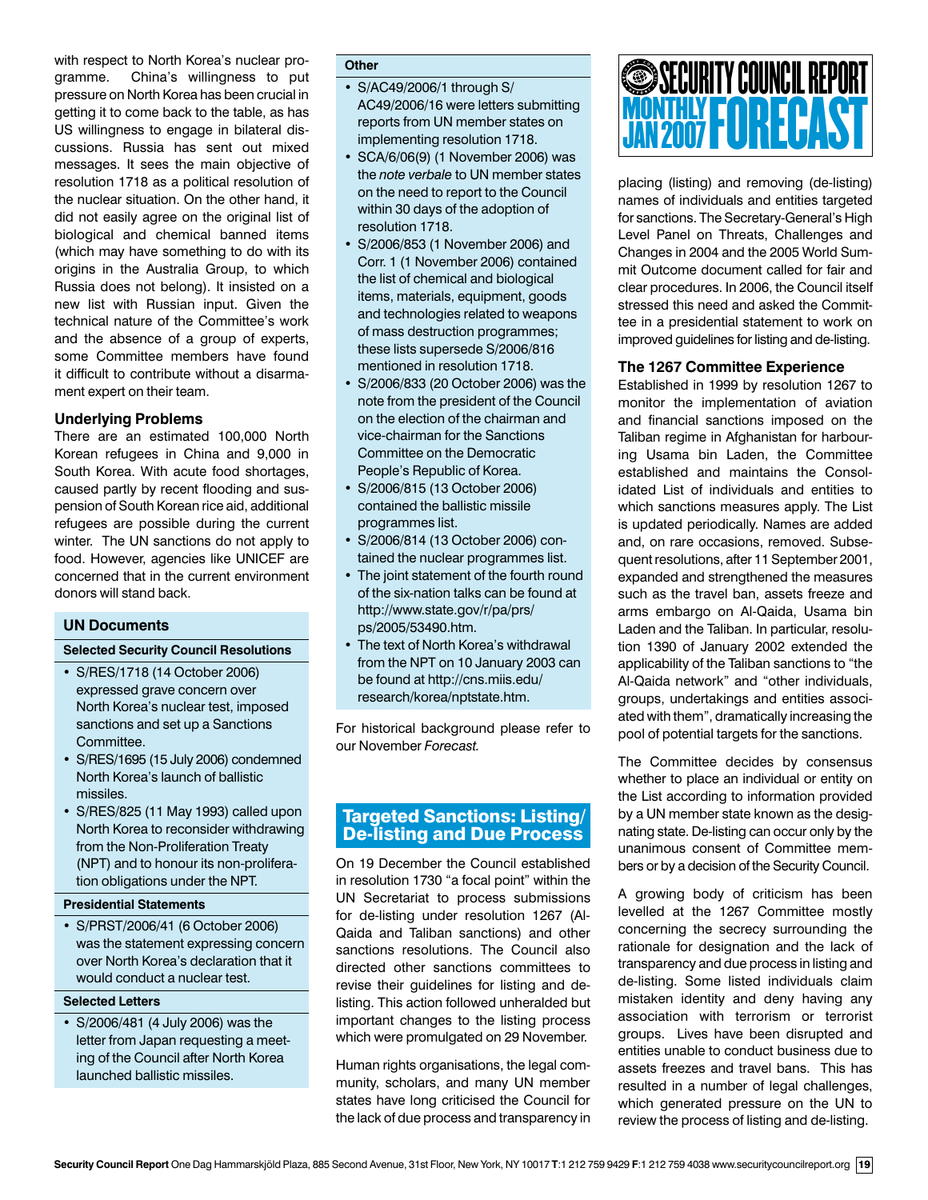with respect to North Korea's nuclear programme. China's willingness to put pressure on North Korea has been crucial in getting it to come back to the table, as has US willingness to engage in bilateral discussions. Russia has sent out mixed messages. It sees the main objective of resolution 1718 as a political resolution of the nuclear situation. On the other hand, it did not easily agree on the original list of biological and chemical banned items (which may have something to do with its origins in the Australia Group, to which Russia does not belong). It insisted on a new list with Russian input. Given the technical nature of the Committee's work and the absence of a group of experts, some Committee members have found it difficult to contribute without a disarmament expert on their team.

### Underlying Problems

There are an estimated 100,000 North Korean refugees in China and 9,000 in South Korea. With acute food shortages, caused partly by recent flooding and suspension of South Korean rice aid, additional refugees are possible during the current winter. The UN sanctions do not apply to food. However, agencies like UNICEF are concerned that in the current environment donors will stand back.

### UN Documents

**Selected Security Council Resolutions**

- S/RES/1718 (14 October 2006) expressed grave concern over North Korea's nuclear test, imposed sanctions and set up a Sanctions Committee.
- S/RES/1695 (15 July 2006) condemned North Korea's launch of ballistic missiles.
- S/RES/825 (11 May 1993) called upon North Korea to reconsider withdrawing from the Non-Proliferation Treaty (NPT) and to honour its non-proliferation obligations under the NPT.

**Presidential Statements**

- S/PRST/2006/41 (6 October 2006) was the statement expressing concern over North Korea's declaration that it would conduct a nuclear test.

**Selected Letters**

- S/2006/481 (4 July 2006) was the letter from Japan requesting a meeting of the Council after North Korea launched ballistic missiles.

**Other**

- S/AC49/2006/1 through S/AC49/2006/16 were letters submitting reports from UN member states on implementing resolution 1718.
- SCA/6/06(9) (1 November 2006) was the *note verbale* to UN member states on the need to report to the Council within 30 days of the adoption of resolution 1718.
- S/2006/853 (1 November 2006) and Corr. 1 (1 November 2006) contained the list of chemical and biological items, materials, equipment, goods and technologies related to weapons of mass destruction programmes; these lists supersede S/2006/816 mentioned in resolution 1718.
- S/2006/833 (20 October 2006) was the note from the president of the Council on the election of the chairman and vice-chairman for the Sanctions Committee on the Democratic People's Republic of Korea.
- S/2006/815 (13 October 2006) contained the ballistic missile programmes list.
- S/2006/814 (13 October 2006) contained the nuclear programmes list.
- The joint statement of the fourth round of the six-nation talks can be found at http://www.state.gov/r/pa/prs/ps/2005/53490.htm.
- The text of North Korea's withdrawal from the NPT on 10 January 2003 can be found at http://cns.miis.edu/research/korea/nptstate.htm.

For historical background please refer to our November *Forecast.*

## Targeted Sanctions: Listing/De-listing and Due Process

On 19 December the Council established in resolution 1730 "a focal point" within the UN Secretariat to process submissions for de-listing under resolution 1267 (Al-Qaida and Taliban sanctions) and other sanctions resolutions. The Council also directed other sanctions committees to revise their guidelines for listing and de-listing. This action followed unheralded but important changes to the listing process which were promulgated on 29 November.

Human rights organisations, the legal community, scholars, and many UN member states have long criticised the Council for the lack of due process and transparency in placing (listing) and removing (de-listing) names of individuals and entities targeted for sanctions. The Secretary-General's High Level Panel on Threats, Challenges and Changes in 2004 and the 2005 World Summit Outcome document called for fair and clear procedures. In 2006, the Council itself stressed this need and asked the Committee in a presidential statement to work on improved guidelines for listing and de-listing.

### The 1267 Committee Experience

Established in 1999 by resolution 1267 to monitor the implementation of aviation and financial sanctions imposed on the Taliban regime in Afghanistan for harbouring Usama bin Laden, the Committee established and maintains the Consolidated List of individuals and entities to which sanctions measures apply. The List is updated periodically. Names are added and, on rare occasions, removed. Subsequent resolutions, after 11 September 2001, expanded and strengthened the measures such as the travel ban, assets freeze and arms embargo on Al-Qaida, Usama bin Laden and the Taliban. In particular, resolution 1390 of January 2002 extended the applicability of the Taliban sanctions to "the Al-Qaida network" and "other individuals, groups, undertakings and entities associated with them", dramatically increasing the pool of potential targets for the sanctions.

The Committee decides by consensus whether to place an individual or entity on the List according to information provided by a UN member state known as the designating state. De-listing can occur only by the unanimous consent of Committee members or by a decision of the Security Council.

A growing body of criticism has been levelled at the 1267 Committee mostly concerning the secrecy surrounding the rationale for designation and the lack of transparency and due process in listing and de-listing. Some listed individuals claim mistaken identity and deny having any association with terrorism or terrorist groups. Lives have been disrupted and entities unable to conduct business due to assets freezes and travel bans. This has resulted in a number of legal challenges, which generated pressure on the UN to review the process of listing and de-listing.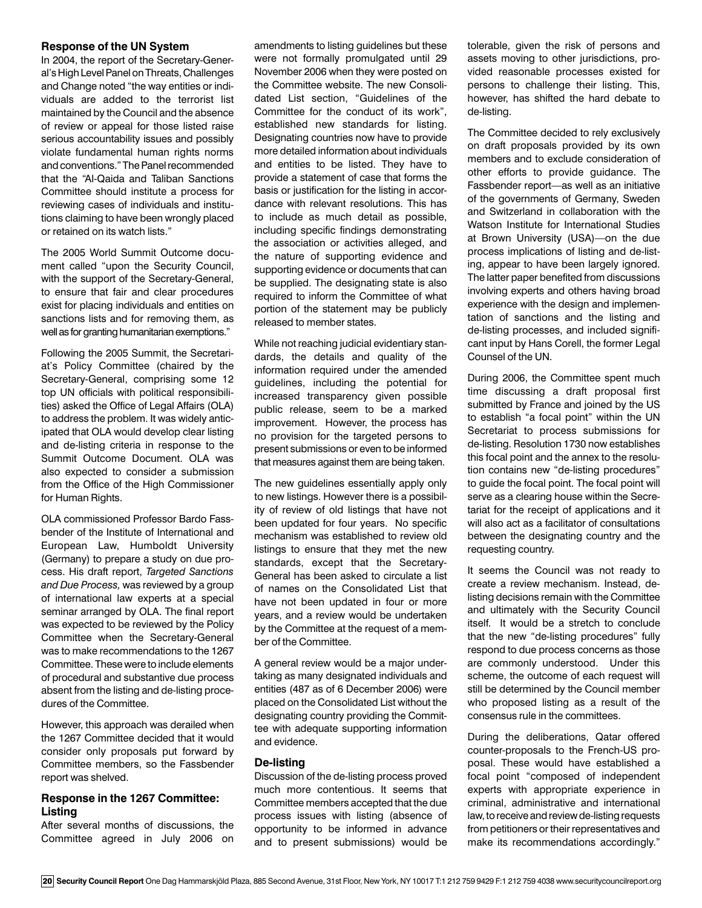### Response of the UN System

In 2004, the report of the Secretary-General's High Level Panel on Threats, Challenges and Change noted "the way entities or individuals are added to the terrorist list maintained by the Council and the absence of review or appeal for those listed raise serious accountability issues and possibly violate fundamental human rights norms and conventions." The Panel recommended that the "Al-Qaida and Taliban Sanctions Committee should institute a process for reviewing cases of individuals and institutions claiming to have been wrongly placed or retained on its watch lists."

The 2005 World Summit Outcome document called "upon the Security Council, with the support of the Secretary-General, to ensure that fair and clear procedures exist for placing individuals and entities on sanctions lists and for removing them, as well as for granting humanitarian exemptions."

Following the 2005 Summit, the Secretariat's Policy Committee (chaired by the Secretary-General, comprising some 12 top UN officials with political responsibilities) asked the Office of Legal Affairs (OLA) to address the problem. It was widely anticipated that OLA would develop clear listing and de-listing criteria in response to the Summit Outcome Document. OLA was also expected to consider a submission from the Office of the High Commissioner for Human Rights.

OLA commissioned Professor Bardo Fassbender of the Institute of International and European Law, Humboldt University (Germany) to prepare a study on due process. His draft report, *Targeted Sanctions and Due Process,* was reviewed by a group of international law experts at a special seminar arranged by OLA. The final report was expected to be reviewed by the Policy Committee when the Secretary-General was to make recommendations to the 1267 Committee. These were to include elements of procedural and substantive due process absent from the listing and de-listing procedures of the Committee.

However, this approach was derailed when the 1267 Committee decided that it would consider only proposals put forward by Committee members, so the Fassbender report was shelved.

### Response in the 1267 Committee: Listing

After several months of discussions, the Committee agreed in July 2006 on amendments to listing guidelines but these were not formally promulgated until 29 November 2006 when they were posted on the Committee website. The new Consolidated List section, "Guidelines of the Committee for the conduct of its work", established new standards for listing. Designating countries now have to provide more detailed information about individuals and entities to be listed. They have to provide a statement of case that forms the basis or justification for the listing in accordance with relevant resolutions. This has to include as much detail as possible, including specific findings demonstrating the association or activities alleged, and the nature of supporting evidence and supporting evidence or documents that can be supplied. The designating state is also required to inform the Committee of what portion of the statement may be publicly released to member states.

While not reaching judicial evidentiary standards, the details and quality of the information required under the amended guidelines, including the potential for increased transparency given possible public release, seem to be a marked improvement. However, the process has no provision for the targeted persons to present submissions or even to be informed that measures against them are being taken.

The new guidelines essentially apply only to new listings. However there is a possibility of review of old listings that have not been updated for four years. No specific mechanism was established to review old listings to ensure that they met the new standards, except that the Secretary-General has been asked to circulate a list of names on the Consolidated List that have not been updated in four or more years, and a review would be undertaken by the Committee at the request of a member of the Committee.

A general review would be a major undertaking as many designated individuals and entities (487 as of 6 December 2006) were placed on the Consolidated List without the designating country providing the Committee with adequate supporting information and evidence.

### De-listing

Discussion of the de-listing process proved much more contentious. It seems that Committee members accepted that the due process issues with listing (absence of opportunity to be informed in advance and to present submissions) would be tolerable, given the risk of persons and assets moving to other jurisdictions, provided reasonable processes existed for persons to challenge their listing. This, however, has shifted the hard debate to de-listing.

The Committee decided to rely exclusively on draft proposals provided by its own members and to exclude consideration of other efforts to provide guidance. The Fassbender report—as well as an initiative of the governments of Germany, Sweden and Switzerland in collaboration with the Watson Institute for International Studies at Brown University (USA)—on the due process implications of listing and de-listing, appear to have been largely ignored. The latter paper benefited from discussions involving experts and others having broad experience with the design and implementation of sanctions and the listing and de-listing processes, and included significant input by Hans Corell, the former Legal Counsel of the UN.

During 2006, the Committee spent much time discussing a draft proposal first submitted by France and joined by the US to establish "a focal point" within the UN Secretariat to process submissions for de-listing. Resolution 1730 now establishes this focal point and the annex to the resolution contains new "de-listing procedures" to guide the focal point. The focal point will serve as a clearing house within the Secretariat for the receipt of applications and it will also act as a facilitator of consultations between the designating country and the requesting country.

It seems the Council was not ready to create a review mechanism. Instead, de-listing decisions remain with the Committee and ultimately with the Security Council itself. It would be a stretch to conclude that the new "de-listing procedures" fully respond to due process concerns as those are commonly understood. Under this scheme, the outcome of each request will still be determined by the Council member who proposed listing as a result of the consensus rule in the committees.

During the deliberations, Qatar offered counter-proposals to the French-US proposal. These would have established a focal point "composed of independent experts with appropriate experience in criminal, administrative and international law, to receive and review de-listing requests from petitioners or their representatives and make its recommendations accordingly."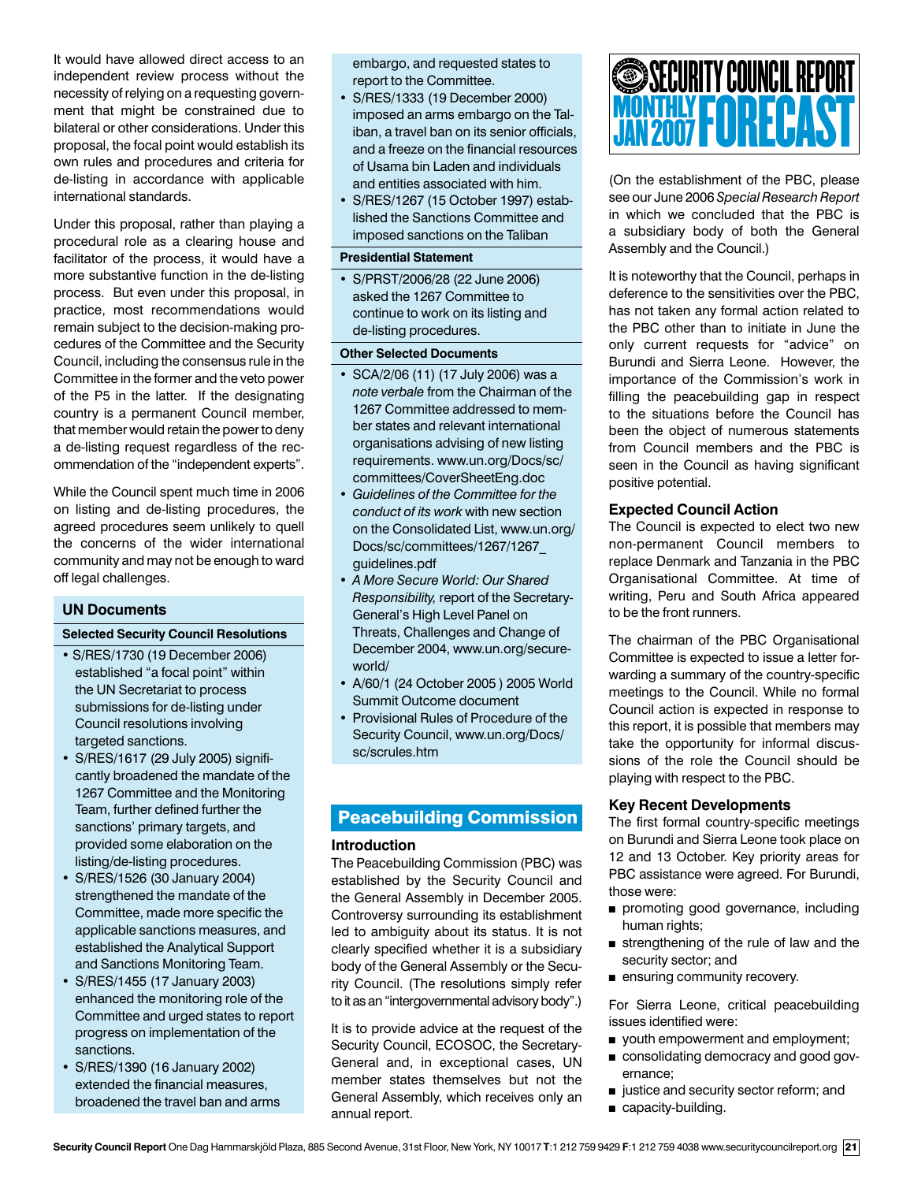It would have allowed direct access to an independent review process without the necessity of relying on a requesting government that might be constrained due to bilateral or other considerations. Under this proposal, the focal point would establish its own rules and procedures and criteria for de-listing in accordance with applicable international standards.

Under this proposal, rather than playing a procedural role as a clearing house and facilitator of the process, it would have a more substantive function in the de-listing process. But even under this proposal, in practice, most recommendations would remain subject to the decision-making procedures of the Committee and the Security Council, including the consensus rule in the Committee in the former and the veto power of the P5 in the latter. If the designating country is a permanent Council member, that member would retain the power to deny a de-listing request regardless of the recommendation of the "independent experts".

While the Council spent much time in 2006 on listing and de-listing procedures, the agreed procedures seem unlikely to quell the concerns of the wider international community and may not be enough to ward off legal challenges.

## UN Documents

### Selected Security Council Resolutions

- S/RES/1730 (19 December 2006) established "a focal point" within the UN Secretariat to process submissions for de-listing under Council resolutions involving targeted sanctions.
- S/RES/1617 (29 July 2005) significantly broadened the mandate of the 1267 Committee and the Monitoring Team, further defined further the sanctions' primary targets, and provided some elaboration on the listing/de-listing procedures.
- S/RES/1526 (30 January 2004) strengthened the mandate of the Committee, made more specific the applicable sanctions measures, and established the Analytical Support and Sanctions Monitoring Team.
- S/RES/1455 (17 January 2003) enhanced the monitoring role of the Committee and urged states to report progress on implementation of the sanctions.
- S/RES/1390 (16 January 2002) extended the financial measures, broadened the travel ban and arms embargo, and requested states to report to the Committee.
- S/RES/1333 (19 December 2000) imposed an arms embargo on the Taliban, a travel ban on its senior officials, and a freeze on the financial resources of Usama bin Laden and individuals and entities associated with him.
- S/RES/1267 (15 October 1997) established the Sanctions Committee and imposed sanctions on the Taliban

### Presidential Statement

- S/PRST/2006/28 (22 June 2006) asked the 1267 Committee to continue to work on its listing and de-listing procedures.

### Other Selected Documents

- SCA/2/06 (11) (17 July 2006) was a *note verbale* from the Chairman of the 1267 Committee addressed to member states and relevant international organisations advising of new listing requirements. www.un.org/Docs/sc/committees/CoverSheetEng.doc
- *Guidelines of the Committee for the conduct of its work* with new section on the Consolidated List, www.un.org/Docs/sc/committees/1267/1267_guidelines.pdf
- *A More Secure World: Our Shared Responsibility,* report of the Secretary-General's High Level Panel on Threats, Challenges and Change of December 2004, www.un.org/secureworld/
- A/60/1 (24 October 2005 ) 2005 World Summit Outcome document
- Provisional Rules of Procedure of the Security Council, www.un.org/Docs/sc/scrules.htm

# Peacebuilding Commission

## Introduction

The Peacebuilding Commission (PBC) was established by the Security Council and the General Assembly in December 2005. Controversy surrounding its establishment led to ambiguity about its status. It is not clearly specified whether it is a subsidiary body of the General Assembly or the Security Council. (The resolutions simply refer to it as an "intergovernmental advisory body".)

It is to provide advice at the request of the Security Council, ECOSOC, the Secretary-General and, in exceptional cases, UN member states themselves but not the General Assembly, which receives only an annual report.

(On the establishment of the PBC, please see our June 2006 *Special Research Report* in which we concluded that the PBC is a subsidiary body of both the General Assembly and the Council.)

It is noteworthy that the Council, perhaps in deference to the sensitivities over the PBC, has not taken any formal action related to the PBC other than to initiate in June the only current requests for "advice" on Burundi and Sierra Leone. However, the importance of the Commission's work in filling the peacebuilding gap in respect to the situations before the Council has been the object of numerous statements from Council members and the PBC is seen in the Council as having significant positive potential.

## Expected Council Action

The Council is expected to elect two new non-permanent Council members to replace Denmark and Tanzania in the PBC Organisational Committee. At time of writing, Peru and South Africa appeared to be the front runners.

The chairman of the PBC Organisational Committee is expected to issue a letter forwarding a summary of the country-specific meetings to the Council. While no formal Council action is expected in response to this report, it is possible that members may take the opportunity for informal discussions of the role the Council should be playing with respect to the PBC.

## Key Recent Developments

The first formal country-specific meetings on Burundi and Sierra Leone took place on 12 and 13 October. Key priority areas for PBC assistance were agreed. For Burundi, those were:

- promoting good governance, including human rights;
- strengthening of the rule of law and the security sector; and
- ensuring community recovery.

For Sierra Leone, critical peacebuilding issues identified were:

- youth empowerment and employment;
- consolidating democracy and good governance;
- justice and security sector reform; and
- capacity-building.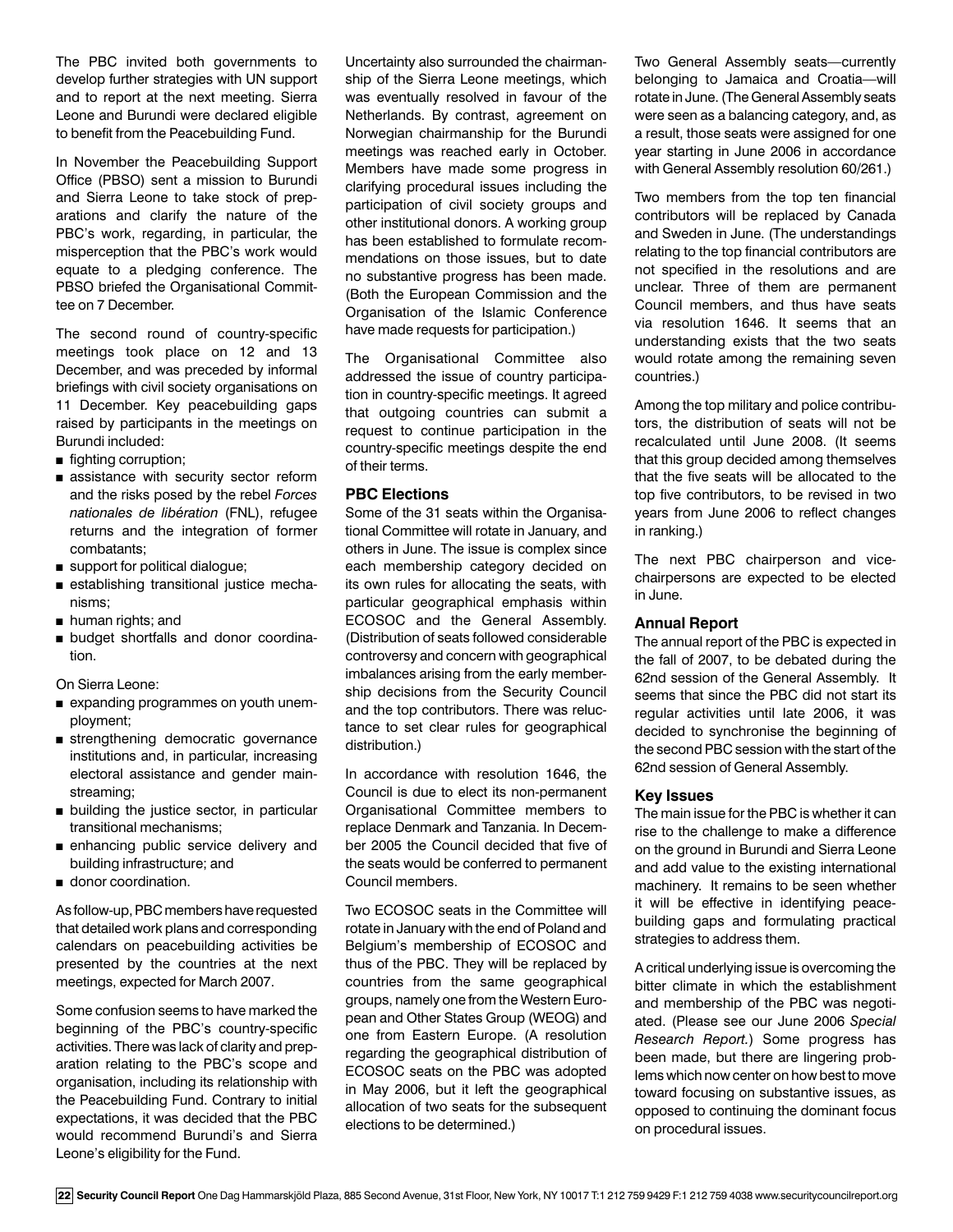The PBC invited both governments to develop further strategies with UN support and to report at the next meeting. Sierra Leone and Burundi were declared eligible to benefit from the Peacebuilding Fund.

In November the Peacebuilding Support Office (PBSO) sent a mission to Burundi and Sierra Leone to take stock of preparations and clarify the nature of the PBC's work, regarding, in particular, the misperception that the PBC's work would equate to a pledging conference. The PBSO briefed the Organisational Committee on 7 December.

The second round of country-specific meetings took place on 12 and 13 December, and was preceded by informal briefings with civil society organisations on 11 December. Key peacebuilding gaps raised by participants in the meetings on Burundi included:

- fighting corruption;
- assistance with security sector reform and the risks posed by the rebel *Forces nationales de libération* (FNL), refugee returns and the integration of former combatants;
- support for political dialogue;
- establishing transitional justice mechanisms;
- human rights; and
- budget shortfalls and donor coordination.

On Sierra Leone:

- expanding programmes on youth unemployment;
- strengthening democratic governance institutions and, in particular, increasing electoral assistance and gender mainstreaming;
- building the justice sector, in particular transitional mechanisms;
- enhancing public service delivery and building infrastructure; and
- donor coordination.

As follow-up, PBC members have requested that detailed work plans and corresponding calendars on peacebuilding activities be presented by the countries at the next meetings, expected for March 2007.

Some confusion seems to have marked the beginning of the PBC's country-specific activities. There was lack of clarity and preparation relating to the PBC's scope and organisation, including its relationship with the Peacebuilding Fund. Contrary to initial expectations, it was decided that the PBC would recommend Burundi's and Sierra Leone's eligibility for the Fund.

Uncertainty also surrounded the chairmanship of the Sierra Leone meetings, which was eventually resolved in favour of the Netherlands. By contrast, agreement on Norwegian chairmanship for the Burundi meetings was reached early in October. Members have made some progress in clarifying procedural issues including the participation of civil society groups and other institutional donors. A working group has been established to formulate recommendations on those issues, but to date no substantive progress has been made. (Both the European Commission and the Organisation of the Islamic Conference have made requests for participation.)

The Organisational Committee also addressed the issue of country participation in country-specific meetings. It agreed that outgoing countries can submit a request to continue participation in the country-specific meetings despite the end of their terms.

### PBC Elections

Some of the 31 seats within the Organisational Committee will rotate in January, and others in June. The issue is complex since each membership category decided on its own rules for allocating the seats, with particular geographical emphasis within ECOSOC and the General Assembly. (Distribution of seats followed considerable controversy and concern with geographical imbalances arising from the early membership decisions from the Security Council and the top contributors. There was reluctance to set clear rules for geographical distribution.)

In accordance with resolution 1646, the Council is due to elect its non-permanent Organisational Committee members to replace Denmark and Tanzania. In December 2005 the Council decided that five of the seats would be conferred to permanent Council members.

Two ECOSOC seats in the Committee will rotate in January with the end of Poland and Belgium's membership of ECOSOC and thus of the PBC. They will be replaced by countries from the same geographical groups, namely one from the Western European and Other States Group (WEOG) and one from Eastern Europe. (A resolution regarding the geographical distribution of ECOSOC seats on the PBC was adopted in May 2006, but it left the geographical allocation of two seats for the subsequent elections to be determined.)

Two General Assembly seats—currently belonging to Jamaica and Croatia—will rotate in June. (The General Assembly seats were seen as a balancing category, and, as a result, those seats were assigned for one year starting in June 2006 in accordance with General Assembly resolution 60/261.)

Two members from the top ten financial contributors will be replaced by Canada and Sweden in June. (The understandings relating to the top financial contributors are not specified in the resolutions and are unclear. Three of them are permanent Council members, and thus have seats via resolution 1646. It seems that an understanding exists that the two seats would rotate among the remaining seven countries.)

Among the top military and police contributors, the distribution of seats will not be recalculated until June 2008. (It seems that this group decided among themselves that the five seats will be allocated to the top five contributors, to be revised in two years from June 2006 to reflect changes in ranking.)

The next PBC chairperson and vice-chairpersons are expected to be elected in June.

### Annual Report

The annual report of the PBC is expected in the fall of 2007, to be debated during the 62nd session of the General Assembly. It seems that since the PBC did not start its regular activities until late 2006, it was decided to synchronise the beginning of the second PBC session with the start of the 62nd session of General Assembly.

### Key Issues

The main issue for the PBC is whether it can rise to the challenge to make a difference on the ground in Burundi and Sierra Leone and add value to the existing international machinery. It remains to be seen whether it will be effective in identifying peacebuilding gaps and formulating practical strategies to address them.

A critical underlying issue is overcoming the bitter climate in which the establishment and membership of the PBC was negotiated. (Please see our June 2006 *Special Research Report.*) Some progress has been made, but there are lingering problems which now center on how best to move toward focusing on substantive issues, as opposed to continuing the dominant focus on procedural issues.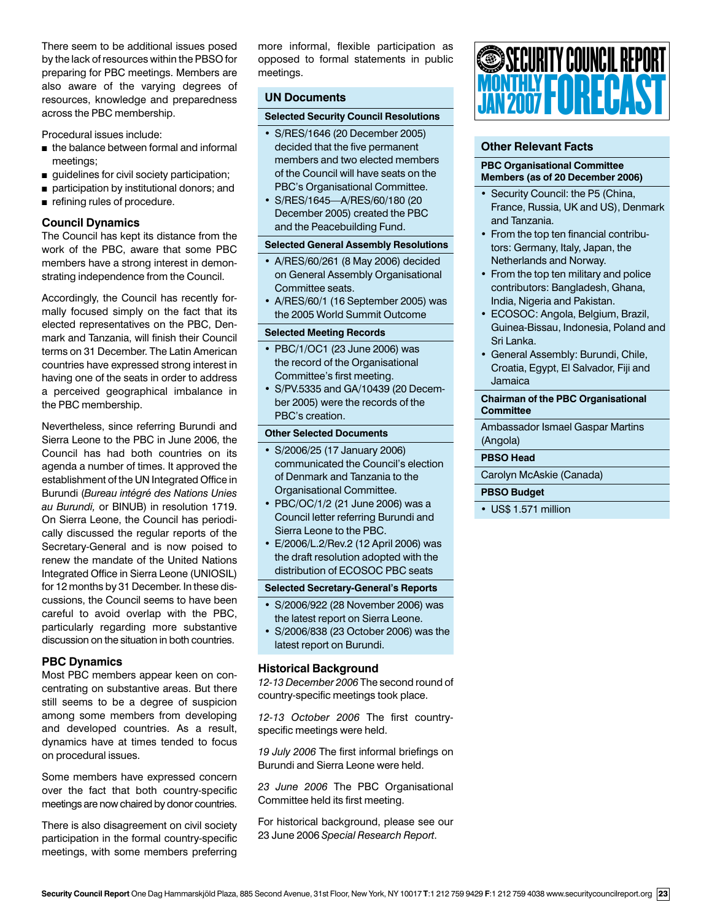There seem to be additional issues posed by the lack of resources within the PBSO for preparing for PBC meetings. Members are also aware of the varying degrees of resources, knowledge and preparedness across the PBC membership.

Procedural issues include:

- the balance between formal and informal meetings;
- guidelines for civil society participation;
- participation by institutional donors; and
- refining rules of procedure.

### Council Dynamics

The Council has kept its distance from the work of the PBC, aware that some PBC members have a strong interest in demonstrating independence from the Council.

Accordingly, the Council has recently formally focused simply on the fact that its elected representatives on the PBC, Denmark and Tanzania, will finish their Council terms on 31 December. The Latin American countries have expressed strong interest in having one of the seats in order to address a perceived geographical imbalance in the PBC membership.

Nevertheless, since referring Burundi and Sierra Leone to the PBC in June 2006, the Council has had both countries on its agenda a number of times. It approved the establishment of the UN Integrated Office in Burundi (*Bureau intégré des Nations Unies au Burundi,* or BINUB) in resolution 1719. On Sierra Leone, the Council has periodically discussed the regular reports of the Secretary-General and is now poised to renew the mandate of the United Nations Integrated Office in Sierra Leone (UNIOSIL) for 12 months by 31 December. In these discussions, the Council seems to have been careful to avoid overlap with the PBC, particularly regarding more substantive discussion on the situation in both countries.

### PBC Dynamics

Most PBC members appear keen on concentrating on substantive areas. But there still seems to be a degree of suspicion among some members from developing and developed countries. As a result, dynamics have at times tended to focus on procedural issues.

Some members have expressed concern over the fact that both country-specific meetings are now chaired by donor countries.

There is also disagreement on civil society participation in the formal country-specific meetings, with some members preferring more informal, flexible participation as opposed to formal statements in public meetings.

## UN Documents

**Selected Security Council Resolutions**

- S/RES/1646 (20 December 2005) decided that the five permanent members and two elected members of the Council will have seats on the PBC's Organisational Committee.
- S/RES/1645—A/RES/60/180 (20 December 2005) created the PBC and the Peacebuilding Fund.

**Selected General Assembly Resolutions**

- A/RES/60/261 (8 May 2006) decided on General Assembly Organisational Committee seats.
- A/RES/60/1 (16 September 2005) was the 2005 World Summit Outcome

**Selected Meeting Records**

- PBC/1/OC1 (23 June 2006) was the record of the Organisational Committee's first meeting.
- S/PV.5335 and GA/10439 (20 December 2005) were the records of the PBC's creation.

**Other Selected Documents**

- S/2006/25 (17 January 2006) communicated the Council's election of Denmark and Tanzania to the Organisational Committee.
- PBC/OC/1/2 (21 June 2006) was a Council letter referring Burundi and Sierra Leone to the PBC.
- E/2006/L.2/Rev.2 (12 April 2006) was the draft resolution adopted with the distribution of ECOSOC PBC seats

**Selected Secretary-General's Reports**

- S/2006/922 (28 November 2006) was the latest report on Sierra Leone.
- S/2006/838 (23 October 2006) was the latest report on Burundi.

### Historical Background

*12-13 December 2006* The second round of country-specific meetings took place.

*12-13 October 2006* The first country-specific meetings were held.

*19 July 2006* The first informal briefings on Burundi and Sierra Leone were held.

*23 June 2006* The PBC Organisational Committee held its first meeting.

For historical background, please see our 23 June 2006 *Special Research Report*.

## Other Relevant Facts

**PBC Organisational Committee Members (as of 20 December 2006)**

- Security Council: the P5 (China, France, Russia, UK and US), Denmark and Tanzania.
- From the top ten financial contributors: Germany, Italy, Japan, the Netherlands and Norway.
- From the top ten military and police contributors: Bangladesh, Ghana, India, Nigeria and Pakistan.
- ECOSOC: Angola, Belgium, Brazil, Guinea-Bissau, Indonesia, Poland and Sri Lanka.
- General Assembly: Burundi, Chile, Croatia, Egypt, El Salvador, Fiji and Jamaica

**Chairman of the PBC Organisational Committee**

Ambassador Ismael Gaspar Martins (Angola)

**PBSO Head**

Carolyn McAskie (Canada)

**PBSO Budget**

- US$ 1.571 million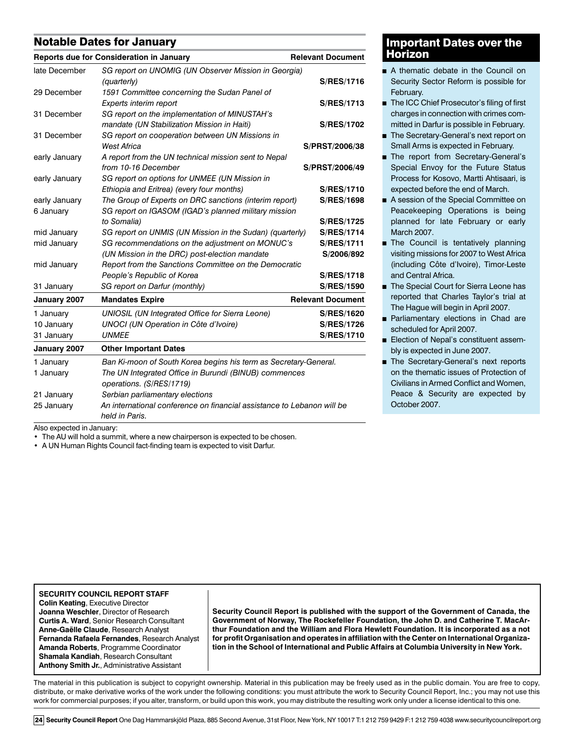## Notable Dates for January

| Reports due for Consideration in January | | Relevant Document |
|---|---|---|
| late December | *SG report on UNOMIG (UN Observer Mission in Georgia) (quarterly)* | **S/RES/1716** |
| 29 December | *1591 Committee concerning the Sudan Panel of Experts interim report* | **S/RES/1713** |
| 31 December | *SG report on the implementation of MINUSTAH's mandate (UN Stabilization Mission in Haiti)* | **S/RES/1702** |
| 31 December | *SG report on cooperation between UN Missions in West Africa* | **S/PRST/2006/38** |
| early January | *A report from the UN technical mission sent to Nepal from 10-16 December* | **S/PRST/2006/49** |
| early January | *SG report on options for UNMEE (UN Mission in Ethiopia and Eritrea) (every four months)* | **S/RES/1710** |
| early January | *The Group of Experts on DRC sanctions (interim report)* | **S/RES/1698** |
| 6 January | *SG report on IGASOM (IGAD's planned military mission to Somalia)* | **S/RES/1725** |
| mid January | *SG report on UNMIS (UN Mission in the Sudan) (quarterly)* | **S/RES/1714** |
| mid January | *SG recommendations on the adjustment on MONUC's (UN Mission in the DRC) post-election mandate* | **S/RES/1711** **S/2006/892** |
| mid January | *Report from the Sanctions Committee on the Democratic People's Republic of Korea* | **S/RES/1718** |
| 31 January | *SG report on Darfur (monthly)* | **S/RES/1590** |
| **January 2007** | **Mandates Expire** | **Relevant Document** |
| 1 January | *UNIOSIL (UN Integrated Office for Sierra Leone)* | **S/RES/1620** |
| 10 January | *UNOCI (UN Operation in Côte d'Ivoire)* | **S/RES/1726** |
| 31 January | *UNMEE* | **S/RES/1710** |
| **January 2007** | **Other Important Dates** | |
| 1 January | *Ban Ki-moon of South Korea begins his term as Secretary-General.* | |
| 1 January | *The UN Integrated Office in Burundi (BINUB) commences operations. (S/RES/1719)* | |
| 21 January | *Serbian parliamentary elections* | |
| 25 January | *An international conference on financial assistance to Lebanon will be held in Paris.* | |

Also expected in January:

- The AU will hold a summit, where a new chairperson is expected to be chosen.
- A UN Human Rights Council fact-finding team is expected to visit Darfur.

## Important Dates over the Horizon

- A thematic debate in the Council on Security Sector Reform is possible for February.
- The ICC Chief Prosecutor's filing of first charges in connection with crimes committed in Darfur is possible in February.
- The Secretary-General's next report on Small Arms is expected in February.
- The report from Secretary-General's Special Envoy for the Future Status Process for Kosovo, Martti Ahtisaari, is expected before the end of March.
- A session of the Special Committee on Peacekeeping Operations is being planned for late February or early March 2007.
- The Council is tentatively planning visiting missions for 2007 to West Africa (including Côte d'Ivoire), Timor-Leste and Central Africa.
- The Special Court for Sierra Leone has reported that Charles Taylor's trial at The Hague will begin in April 2007.
- Parliamentary elections in Chad are scheduled for April 2007.
- Election of Nepal's constituent assembly is expected in June 2007.
- The Secretary-General's next reports on the thematic issues of Protection of Civilians in Armed Conflict and Women, Peace & Security are expected by October 2007.

**SECURITY COUNCIL REPORT STAFF**
**Colin Keating**, Executive Director
**Joanna Weschler**, Director of Research
**Curtis A. Ward**, Senior Research Consultant
**Anne-Gaëlle Claude**, Research Analyst
**Fernanda Rafaela Fernandes**, Research Analyst
**Amanda Roberts**, Programme Coordinator
**Shamala Kandiah**, Research Consultant
**Anthony Smith Jr.**, Administrative Assistant

**Security Council Report is published with the support of the Government of Canada, the Government of Norway, The Rockefeller Foundation, the John D. and Catherine T. MacArthur Foundation and the William and Flora Hewlett Foundation. It is incorporated as a not for profit Organisation and operates in affiliation with the Center on International Organization in the School of International and Public Affairs at Columbia University in New York.**

The material in this publication is subject to copyright ownership. Material in this publication may be freely used as in the public domain. You are free to copy, distribute, or make derivative works of the work under the following conditions: you must attribute the work to Security Council Report, Inc.; you may not use this work for commercial purposes; if you alter, transform, or build upon this work, you may distribute the resulting work only under a license identical to this one.

**Security Council Report** One Dag Hammarskjöld Plaza, 885 Second Avenue, 31st Floor, New York, NY 10017 T:1 212 759 9429 F:1 212 759 4038 www.securitycouncilreport.org